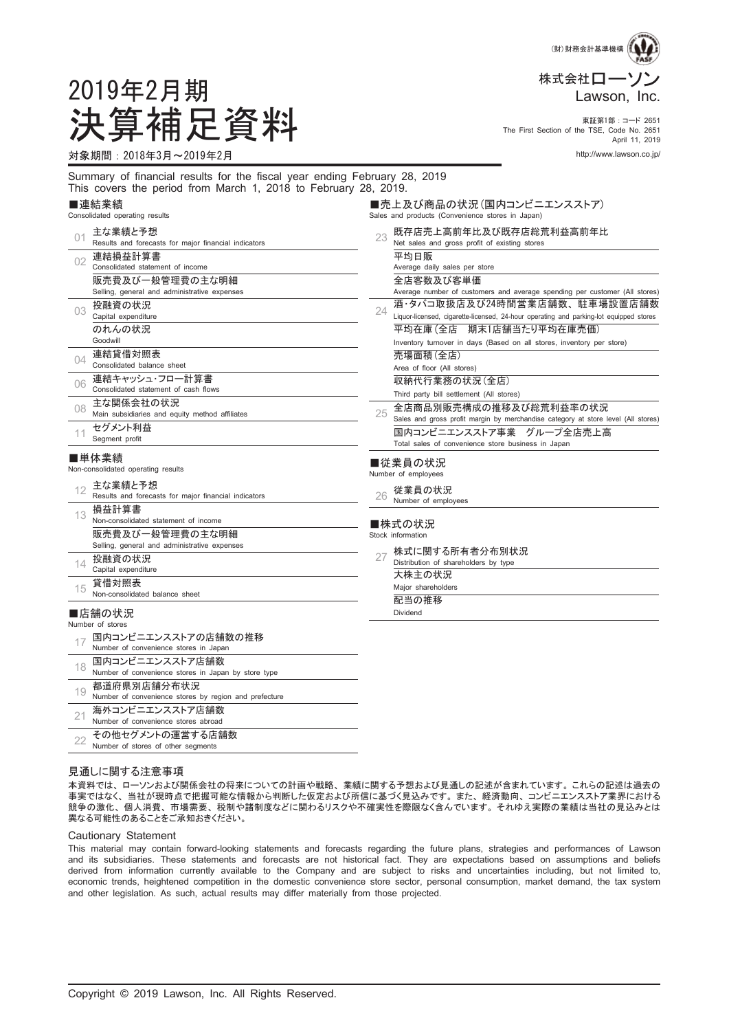(財)財務会計基準機構

株式会社ローソン
Lawson, Inc.

東証第1部：コード 2651
The First Section of the TSE, Code No. 2651
April 11, 2019

http://www.lawson.co.jp/

# 2019年2月期
# 決算補足資料

対象期間：2018年3月～2019年2月

Summary of financial results for the fiscal year ending February 28, 2019
This covers the period from March 1, 2018 to February 28, 2019.

## ■連結業績
Consolidated operating results

| | |
|---|---|
| 01 | 主な業績と予想 Results and forecasts for major financial indicators |
| 02 | 連結損益計算書 Consolidated statement of income |
| | 販売費及び一般管理費の主な明細 Selling, general and administrative expenses |
| 03 | 投融資の状況 Capital expenditure |
| | のれんの状況 Goodwill |
| 04 | 連結貸借対照表 Consolidated balance sheet |
| 06 | 連結キャッシュ・フロー計算書 Consolidated statement of cash flows |
| 08 | 主な関係会社の状況 Main subsidiaries and equity method affiliates |
| 11 | セグメント利益 Segment profit |

## ■単体業績
Non-consolidated operating results

| | |
|---|---|
| 12 | 主な業績と予想 Results and forecasts for major financial indicators |
| 13 | 損益計算書 Non-consolidated statement of income |
| | 販売費及び一般管理費の主な明細 Selling, general and administrative expenses |
| 14 | 投融資の状況 Capital expenditure |
| 15 | 貸借対照表 Non-consolidated balance sheet |

## ■店舗の状況
Number of stores

| | |
|---|---|
| 17 | 国内コンビニエンスストアの店舗数の推移 Number of convenience stores in Japan |
| 18 | 国内コンビニエンスストア店舗数 Number of convenience stores in Japan by store type |
| 19 | 都道府県別店舗分布状況 Number of convenience stores by region and prefecture |
| 21 | 海外コンビニエンスストア店舗数 Number of convenience stores abroad |
| 22 | その他セグメントの運営する店舗数 Number of stores of other segments |

## ■売上及び商品の状況（国内コンビニエンスストア）
Sales and products (Convenience stores in Japan)

| | |
|---|---|
| 23 | 既存店売上高前年比及び既存店総荒利益高前年比 Net sales and gross profit of existing stores |
| | 平均日販 Average daily sales per store |
| | 全店客数及び客単価 Average number of customers and average spending per customer (All stores) |
| 24 | 酒・タバコ取扱店及び24時間営業店舗数、駐車場設置店舗数 Liquor-licensed, cigarette-licensed, 24-hour operating and parking-lot equipped stores |
| | 平均在庫（全店　期末1店舗当たり平均在庫売価） Inventory turnover in days (Based on all stores, inventory per store) |
| | 売場面積（全店） Area of floor (All stores) |
| | 収納代行業務の状況（全店） Third party bill settlement (All stores) |
| 25 | 全店商品別販売構成の推移及び総荒利益率の状況 Sales and gross profit margin by merchandise category at store level (All stores) |
| | 国内コンビニエンスストア事業　グループ全店売上高 Total sales of convenience store business in Japan |

## ■従業員の状況
Number of employees

| | |
|---|---|
| 26 | 従業員の状況 Number of employees |

## ■株式の状況
Stock information

| | |
|---|---|
| 27 | 株式に関する所有者分布別状況 Distribution of shareholders by type |
| | 大株主の状況 Major shareholders |
| | 配当の推移 Dividend |

### 見通しに関する注意事項

本資料では、ローソンおよび関係会社の将来についての計画や戦略、業績に関する予想および見通しの記述が含まれています。これらの記述は過去の事実ではなく、当社が現時点で把握可能な情報から判断した仮定および所信に基づく見込みです。また、経済動向、コンビニエンスストア業界における競争の激化、個人消費、市場需要、税制や諸制度などに関わるリスクや不確実性を際限なく含んでいます。それゆえ実際の業績は当社の見込みとは異なる可能性のあることをご承知おきください。

### Cautionary Statement

This material may contain forward-looking statements and forecasts regarding the future plans, strategies and performances of Lawson and its subsidiaries. These statements and forecasts are not historical fact. They are expectations based on assumptions and beliefs derived from information currently available to the Company and are subject to risks and uncertainties including, but not limited to, economic trends, heightened competition in the domestic convenience store sector, personal consumption, market demand, the tax system and other legislation. As such, actual results may differ materially from those projected.

Copyright © 2019 Lawson, Inc. All Rights Reserved.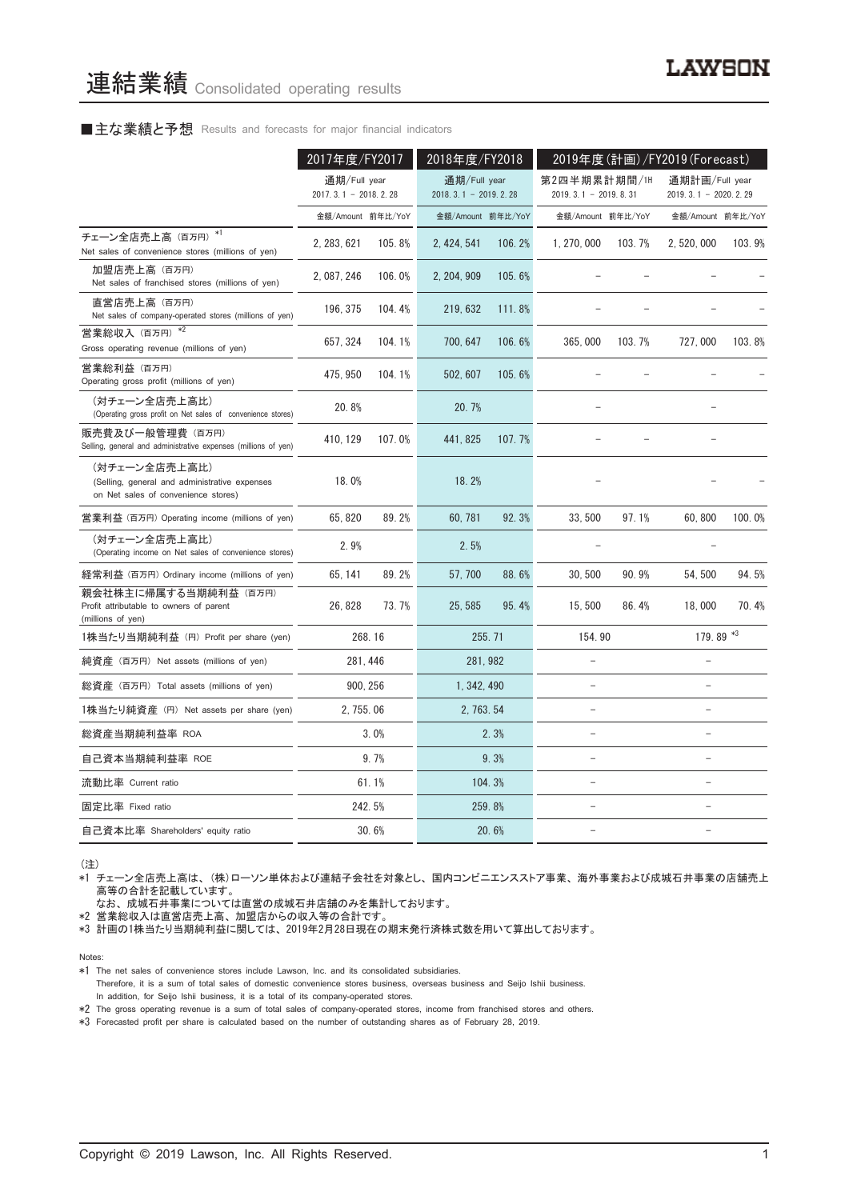# 連結業績 Consolidated operating results

## ■主な業績と予想 Results and forecasts for major financial indicators

| | 2017年度/FY2017 | | 2018年度/FY2018 | | 2019年度(計画)/FY2019(Forecast) | | | |
|---|---|---|---|---|---|---|---|---|
| | 通期/Full year 2017. 3. 1 – 2018. 2. 28 | | 通期/Full year 2018. 3. 1 – 2019. 2. 28 | | 第2四半期累計期間/1H 2019. 3. 1 – 2019. 8. 31 | | 通期計画/Full year 2019. 3. 1 – 2020. 2. 29 | |
| | 金額/Amount | 前年比/YoY | 金額/Amount | 前年比/YoY | 金額/Amount | 前年比/YoY | 金額/Amount | 前年比/YoY |
| チェーン全店売上高 (百万円) *1 Net sales of convenience stores (millions of yen) | 2,283,621 | 105.8% | 2,424,541 | 106.2% | 1,270,000 | 103.7% | 2,520,000 | 103.9% |
| 加盟店売上高 (百万円) Net sales of franchised stores (millions of yen) | 2,087,246 | 106.0% | 2,204,909 | 105.6% | – | – | – | – |
| 直営店売上高 (百万円) Net sales of company-operated stores (millions of yen) | 196,375 | 104.4% | 219,632 | 111.8% | – | – | – | – |
| 営業総収入 (百万円) *2 Gross operating revenue (millions of yen) | 657,324 | 104.1% | 700,647 | 106.6% | 365,000 | 103.7% | 727,000 | 103.8% |
| 営業総利益 (百万円) Operating gross profit (millions of yen) | 475,950 | 104.1% | 502,607 | 105.6% | – | – | – | – |
| (対チェーン全店売上高比) (Operating gross profit on Net sales of convenience stores) | 20.8% | | 20.7% | | – | | – | |
| 販売費及び一般管理費 (百万円) Selling, general and administrative expenses (millions of yen) | 410,129 | 107.0% | 441,825 | 107.7% | – | – | – | |
| (対チェーン全店売上高比) (Selling, general and administrative expenses on Net sales of convenience stores) | 18.0% | | 18.2% | | – | | – | – |
| 営業利益 (百万円) Operating income (millions of yen) | 65,820 | 89.2% | 60,781 | 92.3% | 33,500 | 97.1% | 60,800 | 100.0% |
| (対チェーン全店売上高比) (Operating income on Net sales of convenience stores) | 2.9% | | 2.5% | | – | | – | |
| 経常利益 (百万円) Ordinary income (millions of yen) | 65,141 | 89.2% | 57,700 | 88.6% | 30,500 | 90.9% | 54,500 | 94.5% |
| 親会社株主に帰属する当期純利益 (百万円) Profit attributable to owners of parent (millions of yen) | 26,828 | 73.7% | 25,585 | 95.4% | 15,500 | 86.4% | 18,000 | 70.4% |
| 1株当たり当期純利益 (円) Profit per share (yen) | 268.16 | | 255.71 | | 154.90 | | 179.89 *3 | |
| 純資産 (百万円) Net assets (millions of yen) | 281,446 | | 281,982 | | – | | – | |
| 総資産 (百万円) Total assets (millions of yen) | 900,256 | | 1,342,490 | | – | | – | |
| 1株当たり純資産 (円) Net assets per share (yen) | 2,755.06 | | 2,763.54 | | – | | – | |
| 総資産当期純利益率 ROA | 3.0% | | 2.3% | | – | | – | |
| 自己資本当期純利益率 ROE | 9.7% | | 9.3% | | – | | – | |
| 流動比率 Current ratio | 61.1% | | 104.3% | | – | | – | |
| 固定比率 Fixed ratio | 242.5% | | 259.8% | | – | | – | |
| 自己資本比率 Shareholders' equity ratio | 30.6% | | 20.6% | | – | | – | |

(注)

*1 チェーン全店売上高は、(株)ローソン単体および連結子会社を対象とし、国内コンビニエンスストア事業、海外事業および成城石井事業の店舗売上高等の合計を記載しています。
なお、成城石井事業については直営の成城石井店舗のみを集計しております。

*2 営業総収入は直営店売上高、加盟店からの収入等の合計です。

*3 計画の1株当たり当期純利益に関しては、2019年2月28日現在の期末発行済株式数を用いて算出しております。

Notes:

*1 The net sales of convenience stores include Lawson, Inc. and its consolidated subsidiaries.
Therefore, it is a sum of total sales of domestic convenience stores business, overseas business and Seijo Ishii business.
In addition, for Seijo Ishii business, it is a total of its company-operated stores.

*2 The gross operating revenue is a sum of total sales of company-operated stores, income from franchised stores and others.

*3 Forecasted profit per share is calculated based on the number of outstanding shares as of February 28, 2019.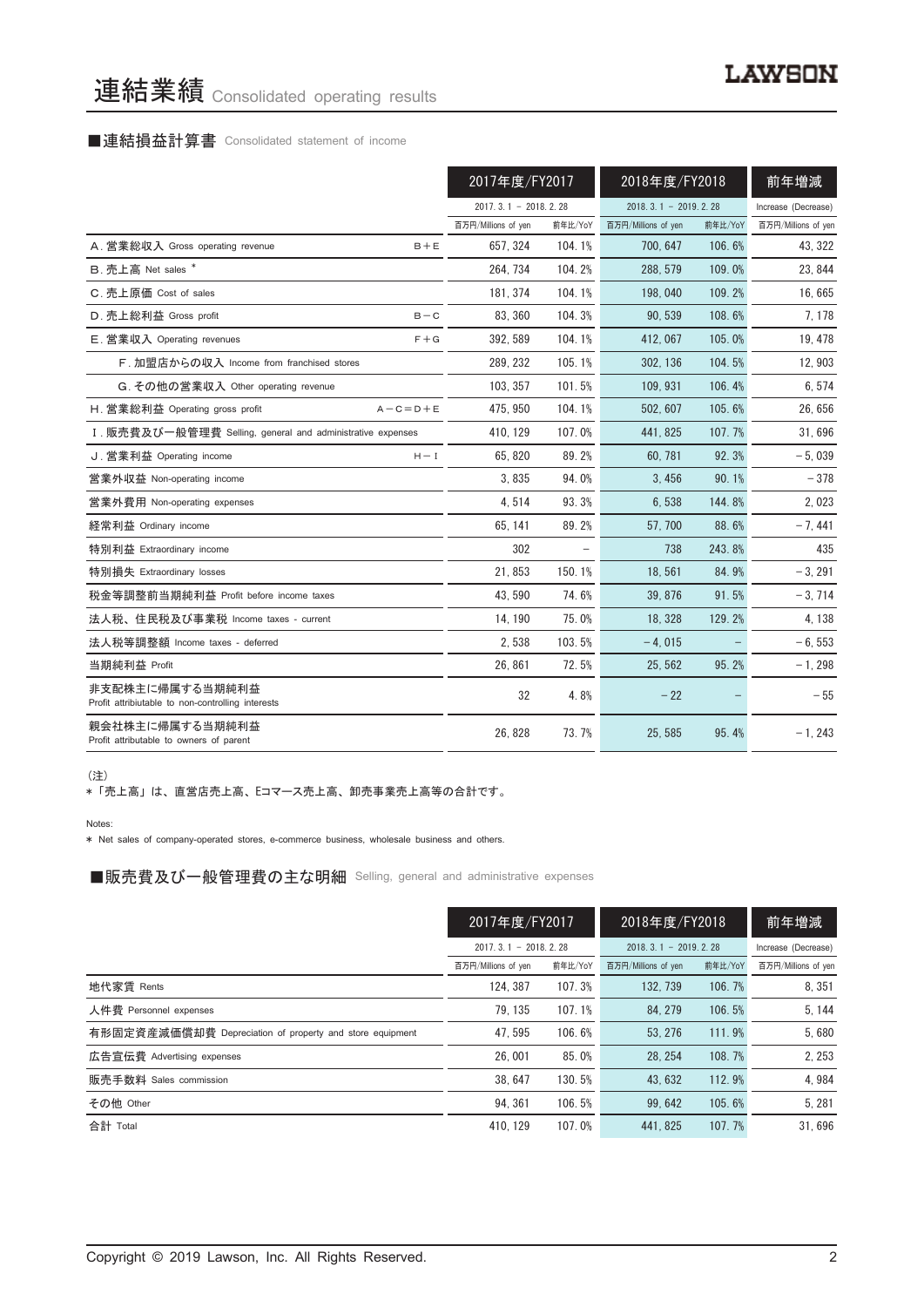# 連結業績 Consolidated operating results

## ■連結損益計算書 Consolidated statement of income

| | | 2017年度/FY2017 | | 2018年度/FY2018 | | 前年増減 |
|---|---|---|---|---|---|---|
| | | 2017. 3. 1 － 2018. 2. 28 | | 2018. 3. 1 － 2019. 2. 28 | | Increase (Decrease) |
| | | 百万円/Millions of yen | 前年比/YoY | 百万円/Millions of yen | 前年比/YoY | 百万円/Millions of yen |
| A. 営業総収入 Gross operating revenue | B＋E | 657, 324 | 104. 1% | 700, 647 | 106. 6% | 43, 322 |
| B. 売上高 Net sales * | | 264, 734 | 104. 2% | 288, 579 | 109. 0% | 23, 844 |
| C. 売上原価 Cost of sales | | 181, 374 | 104. 1% | 198, 040 | 109. 2% | 16, 665 |
| D. 売上総利益 Gross profit | B－C | 83, 360 | 104. 3% | 90, 539 | 108. 6% | 7, 178 |
| E. 営業収入 Operating revenues | F＋G | 392, 589 | 104. 1% | 412, 067 | 105. 0% | 19, 478 |
| F. 加盟店からの収入 Income from franchised stores | | 289, 232 | 105. 1% | 302, 136 | 104. 5% | 12, 903 |
| G. その他の営業収入 Other operating revenue | | 103, 357 | 101. 5% | 109, 931 | 106. 4% | 6, 574 |
| H. 営業総利益 Operating gross profit | A－C＝D＋E | 475, 950 | 104. 1% | 502, 607 | 105. 6% | 26, 656 |
| I. 販売費及び一般管理費 Selling, general and administrative expenses | | 410, 129 | 107. 0% | 441, 825 | 107. 7% | 31, 696 |
| J. 営業利益 Operating income | H－I | 65, 820 | 89. 2% | 60, 781 | 92. 3% | －5, 039 |
| 営業外収益 Non-operating income | | 3, 835 | 94. 0% | 3, 456 | 90. 1% | －378 |
| 営業外費用 Non-operating expenses | | 4, 514 | 93. 3% | 6, 538 | 144. 8% | 2, 023 |
| 経常利益 Ordinary income | | 65, 141 | 89. 2% | 57, 700 | 88. 6% | －7, 441 |
| 特別利益 Extraordinary income | | 302 | － | 738 | 243. 8% | 435 |
| 特別損失 Extraordinary losses | | 21, 853 | 150. 1% | 18, 561 | 84. 9% | －3, 291 |
| 税金等調整前当期純利益 Profit before income taxes | | 43, 590 | 74. 6% | 39, 876 | 91. 5% | －3, 714 |
| 法人税、住民税及び事業税 Income taxes - current | | 14, 190 | 75. 0% | 18, 328 | 129. 2% | 4, 138 |
| 法人税等調整額 Income taxes - deferred | | 2, 538 | 103. 5% | －4, 015 | － | －6, 553 |
| 当期純利益 Profit | | 26, 861 | 72. 5% | 25, 562 | 95. 2% | －1, 298 |
| 非支配株主に帰属する当期純利益 Profit attribiutable to non-controlling interests | | 32 | 4. 8% | －22 | － | －55 |
| 親会社株主に帰属する当期純利益 Profit attributable to owners of parent | | 26, 828 | 73. 7% | 25, 585 | 95. 4% | －1, 243 |

（注）
*「売上高」は、直営店売上高、Eコマース売上高、卸売事業売上高等の合計です。

Notes:
* Net sales of company-operated stores, e-commerce business, wholesale business and others.

## ■販売費及び一般管理費の主な明細 Selling, general and administrative expenses

| | 2017年度/FY2017 | | 2018年度/FY2018 | | 前年増減 |
|---|---|---|---|---|---|
| | 2017. 3. 1 － 2018. 2. 28 | | 2018. 3. 1 － 2019. 2. 28 | | Increase (Decrease) |
| | 百万円/Millions of yen | 前年比/YoY | 百万円/Millions of yen | 前年比/YoY | 百万円/Millions of yen |
| 地代家賃 Rents | 124, 387 | 107. 3% | 132, 739 | 106. 7% | 8, 351 |
| 人件費 Personnel expenses | 79, 135 | 107. 1% | 84, 279 | 106. 5% | 5, 144 |
| 有形固定資産減価償却費 Depreciation of property and store equipment | 47, 595 | 106. 6% | 53, 276 | 111. 9% | 5, 680 |
| 広告宣伝費 Advertising expenses | 26, 001 | 85. 0% | 28, 254 | 108. 7% | 2, 253 |
| 販売手数料 Sales commission | 38, 647 | 130. 5% | 43, 632 | 112. 9% | 4, 984 |
| その他 Other | 94, 361 | 106. 5% | 99, 642 | 105. 6% | 5, 281 |
| 合計 Total | 410, 129 | 107. 0% | 441, 825 | 107. 7% | 31, 696 |

Copyright © 2019 Lawson, Inc. All Rights Reserved.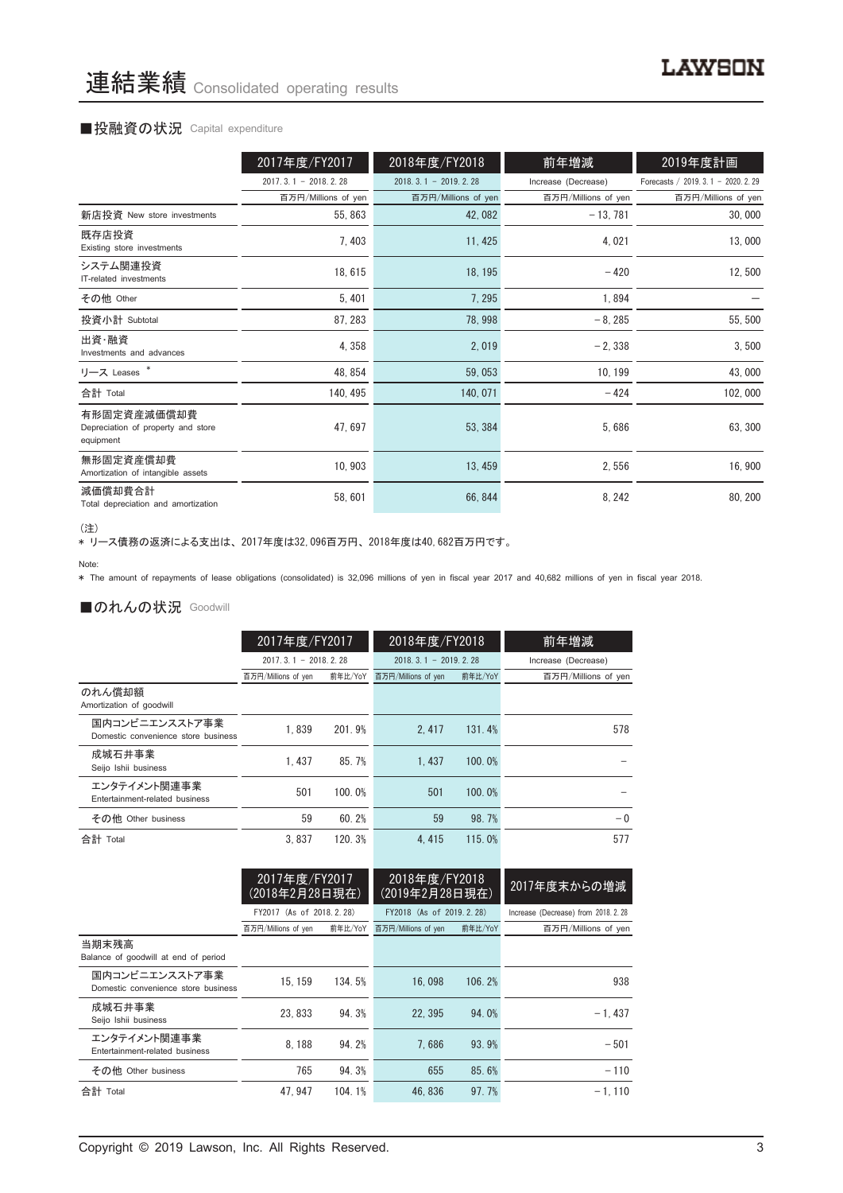# 連結業績 Consolidated operating results

## ■投融資の状況 Capital expenditure

| | 2017年度/FY2017 | 2018年度/FY2018 | 前年増減 | 2019年度計画 |
|---|---|---|---|---|
| | 2017. 3. 1 － 2018. 2. 28 | 2018. 3. 1 － 2019. 2. 28 | Increase (Decrease) | Forecasts / 2019. 3. 1 － 2020. 2. 29 |
| | 百万円/Millions of yen | 百万円/Millions of yen | 百万円/Millions of yen | 百万円/Millions of yen |
| 新店投資 New store investments | 55, 863 | 42, 082 | －13, 781 | 30, 000 |
| 既存店投資 Existing store investments | 7, 403 | 11, 425 | 4, 021 | 13, 000 |
| システム関連投資 IT-related investments | 18, 615 | 18, 195 | －420 | 12, 500 |
| その他 Other | 5, 401 | 7, 295 | 1, 894 | － |
| 投資小計 Subtotal | 87, 283 | 78, 998 | －8, 285 | 55, 500 |
| 出資・融資 Investments and advances | 4, 358 | 2, 019 | －2, 338 | 3, 500 |
| リース Leases * | 48, 854 | 59, 053 | 10, 199 | 43, 000 |
| 合計 Total | 140, 495 | 140, 071 | －424 | 102, 000 |
| 有形固定資産減価償却費 Depreciation of property and store equipment | 47, 697 | 53, 384 | 5, 686 | 63, 300 |
| 無形固定資産償却費 Amortization of intangible assets | 10, 903 | 13, 459 | 2, 556 | 16, 900 |
| 減価償却費合計 Total depreciation and amortization | 58, 601 | 66, 844 | 8, 242 | 80, 200 |

（注）
* リース債務の返済による支出は、2017年度は32, 096百万円、2018年度は40, 682百万円です。

Note:
* The amount of repayments of lease obligations (consolidated) is 32,096 millions of yen in fiscal year 2017 and 40,682 millions of yen in fiscal year 2018.

## ■のれんの状況 Goodwill

| | 2017年度/FY2017 | | 2018年度/FY2018 | | 前年増減 |
|---|---|---|---|---|---|
| | 2017. 3. 1 － 2018. 2. 28 | | 2018. 3. 1 － 2019. 2. 28 | | Increase (Decrease) |
| | 百万円/Millions of yen | 前年比/YoY | 百万円/Millions of yen | 前年比/YoY | 百万円/Millions of yen |
| のれん償却額 Amortization of goodwill | | | | | |
| 国内コンビニエンスストア事業 Domestic convenience store business | 1, 839 | 201. 9% | 2, 417 | 131. 4% | 578 |
| 成城石井事業 Seijo Ishii business | 1, 437 | 85. 7% | 1, 437 | 100. 0% | － |
| エンタテイメント関連事業 Entertainment-related business | 501 | 100. 0% | 501 | 100. 0% | － |
| その他 Other business | 59 | 60. 2% | 59 | 98. 7% | －0 |
| 合計 Total | 3, 837 | 120. 3% | 4, 415 | 115. 0% | 577 |

| | 2017年度/FY2017 (2018年2月28日現在) | | 2018年度/FY2018 (2019年2月28日現在) | | 2017年度末からの増減 |
|---|---|---|---|---|---|
| | FY2017 (As of 2018. 2. 28) | | FY2018 (As of 2019. 2. 28) | | Increase (Decrease) from 2018. 2. 28 |
| | 百万円/Millions of yen | 前年比/YoY | 百万円/Millions of yen | 前年比/YoY | 百万円/Millions of yen |
| 当期末残高 Balance of goodwill at end of period | | | | | |
| 国内コンビニエンスストア事業 Domestic convenience store business | 15, 159 | 134. 5% | 16, 098 | 106. 2% | 938 |
| 成城石井事業 Seijo Ishii business | 23, 833 | 94. 3% | 22, 395 | 94. 0% | －1, 437 |
| エンタテイメント関連事業 Entertainment-related business | 8, 188 | 94. 2% | 7, 686 | 93. 9% | －501 |
| その他 Other business | 765 | 94. 3% | 655 | 85. 6% | －110 |
| 合計 Total | 47, 947 | 104. 1% | 46, 836 | 97. 7% | －1, 110 |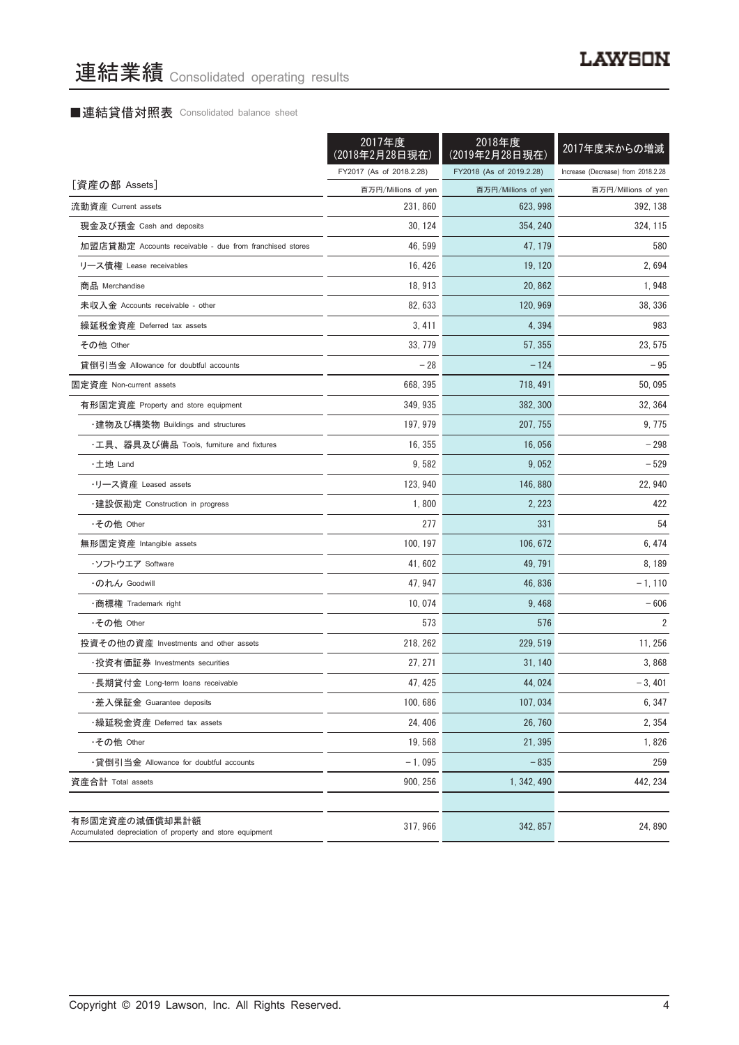# 連結業績 Consolidated operating results

## ■連結貸借対照表 Consolidated balance sheet

| | 2017年度（2018年2月28日現在） | 2018年度（2019年2月28日現在） | 2017年度末からの増減 |
|---|---|---|---|
| | FY2017 (As of 2018.2.28) | FY2018 (As of 2019.2.28) | Increase (Decrease) from 2018.2.28 |
| ［資産の部 Assets］ | 百万円/Millions of yen | 百万円/Millions of yen | 百万円/Millions of yen |
| 流動資産 Current assets | 231, 860 | 623, 998 | 392, 138 |
| 現金及び預金 Cash and deposits | 30, 124 | 354, 240 | 324, 115 |
| 加盟店貸勘定 Accounts receivable - due from franchised stores | 46, 599 | 47, 179 | 580 |
| リース債権 Lease receivables | 16, 426 | 19, 120 | 2, 694 |
| 商品 Merchandise | 18, 913 | 20, 862 | 1, 948 |
| 未収入金 Accounts receivable - other | 82, 633 | 120, 969 | 38, 336 |
| 繰延税金資産 Deferred tax assets | 3, 411 | 4, 394 | 983 |
| その他 Other | 33, 779 | 57, 355 | 23, 575 |
| 貸倒引当金 Allowance for doubtful accounts | − 28 | − 124 | − 95 |
| 固定資産 Non-current assets | 668, 395 | 718, 491 | 50, 095 |
| 有形固定資産 Property and store equipment | 349, 935 | 382, 300 | 32, 364 |
| ・建物及び構築物 Buildings and structures | 197, 979 | 207, 755 | 9, 775 |
| ・工具、器具及び備品 Tools, furniture and fixtures | 16, 355 | 16, 056 | − 298 |
| ・土地 Land | 9, 582 | 9, 052 | − 529 |
| ・リース資産 Leased assets | 123, 940 | 146, 880 | 22, 940 |
| ・建設仮勘定 Construction in progress | 1, 800 | 2, 223 | 422 |
| ・その他 Other | 277 | 331 | 54 |
| 無形固定資産 Intangible assets | 100, 197 | 106, 672 | 6, 474 |
| ・ソフトウエア Software | 41, 602 | 49, 791 | 8, 189 |
| ・のれん Goodwill | 47, 947 | 46, 836 | − 1, 110 |
| ・商標権 Trademark right | 10, 074 | 9, 468 | − 606 |
| ・その他 Other | 573 | 576 | 2 |
| 投資その他の資産 Investments and other assets | 218, 262 | 229, 519 | 11, 256 |
| ・投資有価証券 Investments securities | 27, 271 | 31, 140 | 3, 868 |
| ・長期貸付金 Long-term loans receivable | 47, 425 | 44, 024 | − 3, 401 |
| ・差入保証金 Guarantee deposits | 100, 686 | 107, 034 | 6, 347 |
| ・繰延税金資産 Deferred tax assets | 24, 406 | 26, 760 | 2, 354 |
| ・その他 Other | 19, 568 | 21, 395 | 1, 826 |
| ・貸倒引当金 Allowance for doubtful accounts | − 1, 095 | − 835 | 259 |
| 資産合計 Total assets | 900, 256 | 1, 342, 490 | 442, 234 |
| | | | |
| 有形固定資産の減価償却累計額 Accumulated depreciation of property and store equipment | 317, 966 | 342, 857 | 24, 890 |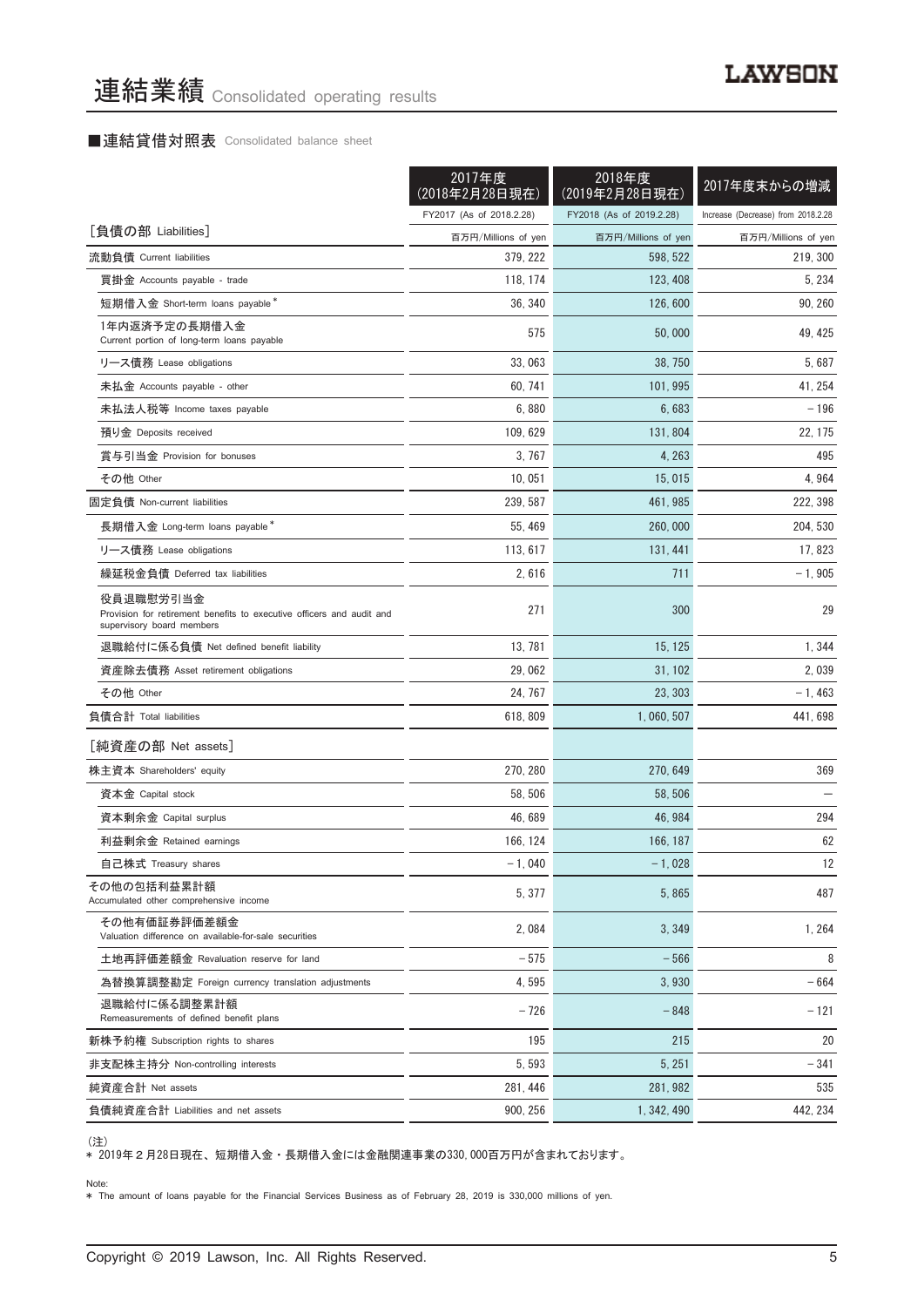# 連結業績 Consolidated operating results

## ■連結貸借対照表 Consolidated balance sheet

| | 2017年度（2018年2月28日現在） | 2018年度（2019年2月28日現在） | 2017年度末からの増減 |
|---|---|---|---|
| | FY2017 (As of 2018.2.28) | FY2018 (As of 2019.2.28) | Increase (Decrease) from 2018.2.28 |
| ［負債の部 Liabilities］ | 百万円/Millions of yen | 百万円/Millions of yen | 百万円/Millions of yen |
| 流動負債 Current liabilities | 379, 222 | 598, 522 | 219, 300 |
| 買掛金 Accounts payable - trade | 118, 174 | 123, 408 | 5, 234 |
| 短期借入金 Short-term loans payable＊ | 36, 340 | 126, 600 | 90, 260 |
| 1年内返済予定の長期借入金 Current portion of long-term loans payable | 575 | 50, 000 | 49, 425 |
| リース債務 Lease obligations | 33, 063 | 38, 750 | 5, 687 |
| 未払金 Accounts payable - other | 60, 741 | 101, 995 | 41, 254 |
| 未払法人税等 Income taxes payable | 6, 880 | 6, 683 | －196 |
| 預り金 Deposits received | 109, 629 | 131, 804 | 22, 175 |
| 賞与引当金 Provision for bonuses | 3, 767 | 4, 263 | 495 |
| その他 Other | 10, 051 | 15, 015 | 4, 964 |
| 固定負債 Non-current liabilities | 239, 587 | 461, 985 | 222, 398 |
| 長期借入金 Long-term loans payable＊ | 55, 469 | 260, 000 | 204, 530 |
| リース債務 Lease obligations | 113, 617 | 131, 441 | 17, 823 |
| 繰延税金負債 Deferred tax liabilities | 2, 616 | 711 | －1, 905 |
| 役員退職慰労引当金 Provision for retirement benefits to executive officers and audit and supervisory board members | 271 | 300 | 29 |
| 退職給付に係る負債 Net defined benefit liability | 13, 781 | 15, 125 | 1, 344 |
| 資産除去債務 Asset retirement obligations | 29, 062 | 31, 102 | 2, 039 |
| その他 Other | 24, 767 | 23, 303 | －1, 463 |
| 負債合計 Total liabilities | 618, 809 | 1, 060, 507 | 441, 698 |
| ［純資産の部 Net assets］ | | | |
| 株主資本 Shareholders' equity | 270, 280 | 270, 649 | 369 |
| 資本金 Capital stock | 58, 506 | 58, 506 | — |
| 資本剰余金 Capital surplus | 46, 689 | 46, 984 | 294 |
| 利益剰余金 Retained earnings | 166, 124 | 166, 187 | 62 |
| 自己株式 Treasury shares | －1, 040 | －1, 028 | 12 |
| その他の包括利益累計額 Accumulated other comprehensive income | 5, 377 | 5, 865 | 487 |
| その他有価証券評価差額金 Valuation difference on available-for-sale securities | 2, 084 | 3, 349 | 1, 264 |
| 土地再評価差額金 Revaluation reserve for land | －575 | －566 | 8 |
| 為替換算調整勘定 Foreign currency translation adjustments | 4, 595 | 3, 930 | －664 |
| 退職給付に係る調整累計額 Remeasurements of defined benefit plans | －726 | －848 | －121 |
| 新株予約権 Subscription rights to shares | 195 | 215 | 20 |
| 非支配株主持分 Non-controlling interests | 5, 593 | 5, 251 | －341 |
| 純資産合計 Net assets | 281, 446 | 281, 982 | 535 |
| 負債純資産合計 Liabilities and net assets | 900, 256 | 1, 342, 490 | 442, 234 |

（注）
＊ 2019年２月28日現在、短期借入金・長期借入金には金融関連事業の330, 000百万円が含まれております。

Note:
＊ The amount of loans payable for the Financial Services Business as of February 28, 2019 is 330,000 millions of yen.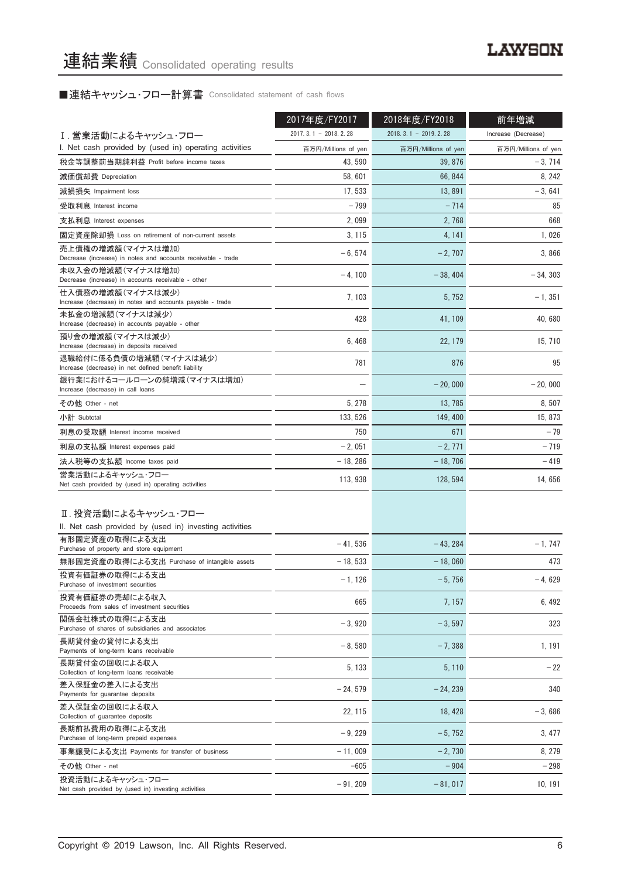# 連結業績 Consolidated operating results

## ■連結キャッシュ・フロー計算書 Consolidated statement of cash flows

| | 2017年度/FY2017 | 2018年度/FY2018 | 前年増減 |
|---|---|---|---|
| Ⅰ.営業活動によるキャッシュ・フロー<br>I. Net cash provided by (used in) operating activities | 2017. 3. 1 – 2018. 2. 28<br>百万円/Millions of yen | 2018. 3. 1 – 2019. 2. 28<br>百万円/Millions of yen | Increase (Decrease)<br>百万円/Millions of yen |
| 税金等調整前当期純利益 Profit before income taxes | 43, 590 | 39, 876 | – 3, 714 |
| 減価償却費 Depreciation | 58, 601 | 66, 844 | 8, 242 |
| 減損損失 Impairment loss | 17, 533 | 13, 891 | – 3, 641 |
| 受取利息 Interest income | – 799 | – 714 | 85 |
| 支払利息 Interest expenses | 2, 099 | 2, 768 | 668 |
| 固定資産除却損 Loss on retirement of non-current assets | 3, 115 | 4, 141 | 1, 026 |
| 売上債権の増減額(マイナスは増加)<br>Decrease (increase) in notes and accounts receivable - trade | – 6, 574 | – 2, 707 | 3, 866 |
| 未収入金の増減額(マイナスは増加)<br>Decrease (increase) in accounts receivable - other | – 4, 100 | – 38, 404 | – 34, 303 |
| 仕入債務の増減額(マイナスは減少)<br>Increase (decrease) in notes and accounts payable - trade | 7, 103 | 5, 752 | – 1, 351 |
| 未払金の増減額(マイナスは減少)<br>Increase (decrease) in accounts payable - other | 428 | 41, 109 | 40, 680 |
| 預り金の増減額(マイナスは減少)<br>Increase (decrease) in deposits received | 6, 468 | 22, 179 | 15, 710 |
| 退職給付に係る負債の増減額(マイナスは減少)<br>Increase (decrease) in net defined benefit liability | 781 | 876 | 95 |
| 銀行業におけるコールローンの純増減(マイナスは増加)<br>Increase (decrease) in call loans | – | – 20, 000 | – 20, 000 |
| その他 Other - net | 5, 278 | 13, 785 | 8, 507 |
| 小計 Subtotal | 133, 526 | 149, 400 | 15, 873 |
| 利息の受取額 Interest income received | 750 | 671 | – 79 |
| 利息の支払額 Interest expenses paid | – 2, 051 | – 2, 771 | – 719 |
| 法人税等の支払額 Income taxes paid | – 18, 286 | – 18, 706 | – 419 |
| 営業活動によるキャッシュ・フロー<br>Net cash provided by (used in) operating activities | 113, 938 | 128, 594 | 14, 656 |
| Ⅱ.投資活動によるキャッシュ・フロー<br>II. Net cash provided by (used in) investing activities | | | |
| 有形固定資産の取得による支出<br>Purchase of property and store equipment | – 41, 536 | – 43, 284 | – 1, 747 |
| 無形固定資産の取得による支出 Purchase of intangible assets | – 18, 533 | – 18, 060 | 473 |
| 投資有価証券の取得による支出<br>Purchase of investment securities | – 1, 126 | – 5, 756 | – 4, 629 |
| 投資有価証券の売却による収入<br>Proceeds from sales of investment securities | 665 | 7, 157 | 6, 492 |
| 関係会社株式の取得による支出<br>Purchase of shares of subsidiaries and associates | – 3, 920 | – 3, 597 | 323 |
| 長期貸付金の貸付による支出<br>Payments of long-term loans receivable | – 8, 580 | – 7, 388 | 1, 191 |
| 長期貸付金の回収による収入<br>Collection of long-term loans receivable | 5, 133 | 5, 110 | – 22 |
| 差入保証金の差入による支出<br>Payments for guarantee deposits | – 24, 579 | – 24, 239 | 340 |
| 差入保証金の回収による収入<br>Collection of guarantee deposits | 22, 115 | 18, 428 | – 3, 686 |
| 長期前払費用の取得による支出<br>Purchase of long-term prepaid expenses | – 9, 229 | – 5, 752 | 3, 477 |
| 事業譲受による支出 Payments for transfer of business | – 11, 009 | – 2, 730 | 8, 279 |
| その他 Other - net | –605 | – 904 | – 298 |
| 投資活動によるキャッシュ・フロー<br>Net cash provided by (used in) investing activities | – 91, 209 | – 81, 017 | 10, 191 |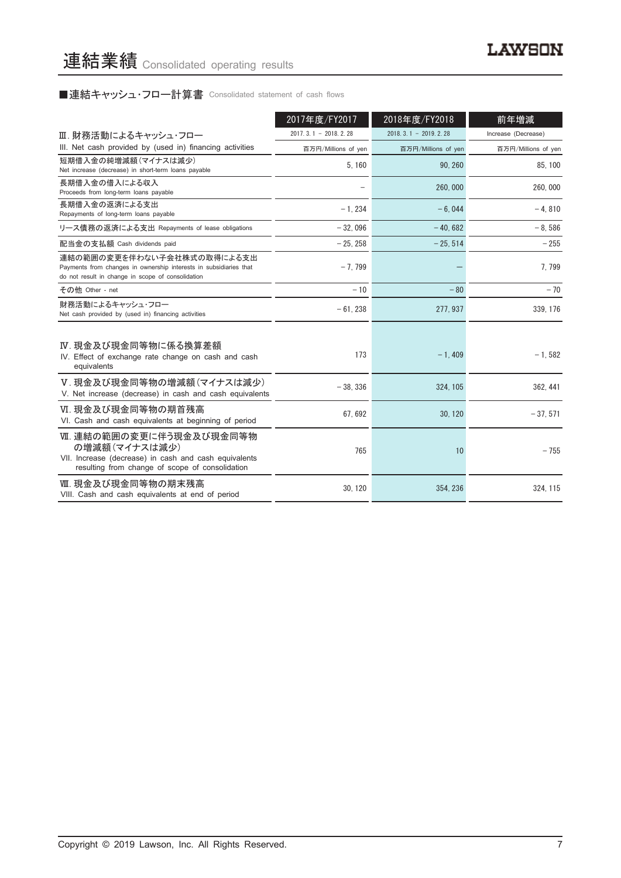# 連結業績 Consolidated operating results

■連結キャッシュ・フロー計算書 Consolidated statement of cash flows

| | 2017年度/FY2017 | 2018年度/FY2018 | 前年増減 |
|---|---|---|---|
| Ⅲ. 財務活動によるキャッシュ・フロー<br>III. Net cash provided by (used in) financing activities | 2017. 3. 1 － 2018. 2. 28 | 2018. 3. 1 － 2019. 2. 28 | Increase (Decrease) |
| | 百万円/Millions of yen | 百万円/Millions of yen | 百万円/Millions of yen |
| 短期借入金の純増減額（マイナスは減少）<br>Net increase (decrease) in short-term loans payable | 5, 160 | 90, 260 | 85, 100 |
| 長期借入金の借入による収入<br>Proceeds from long-term loans payable | － | 260, 000 | 260, 000 |
| 長期借入金の返済による支出<br>Repayments of long-term loans payable | －1, 234 | －6, 044 | －4, 810 |
| リース債務の返済による支出 Repayments of lease obligations | －32, 096 | －40, 682 | －8, 586 |
| 配当金の支払額 Cash dividends paid | －25, 258 | －25, 514 | －255 |
| 連結の範囲の変更を伴わない子会社株式の取得による支出<br>Payments from changes in ownership interests in subsidiaries that do not result in change in scope of consolidation | －7, 799 | － | 7, 799 |
| その他 Other - net | －10 | －80 | －70 |
| 財務活動によるキャッシュ・フロー<br>Net cash provided by (used in) financing activities | －61, 238 | 277, 937 | 339, 176 |
| Ⅳ. 現金及び現金同等物に係る換算差額<br>IV. Effect of exchange rate change on cash and cash equivalents | 173 | －1, 409 | －1, 582 |
| Ⅴ. 現金及び現金同等物の増減額（マイナスは減少）<br>V. Net increase (decrease) in cash and cash equivalents | －38, 336 | 324, 105 | 362, 441 |
| Ⅵ. 現金及び現金同等物の期首残高<br>VI. Cash and cash equivalents at beginning of period | 67, 692 | 30, 120 | －37, 571 |
| Ⅶ. 連結の範囲の変更に伴う現金及び現金同等物の増減額（マイナスは減少）<br>VII. Increase (decrease) in cash and cash equivalents resulting from change of scope of consolidation | 765 | 10 | －755 |
| Ⅷ. 現金及び現金同等物の期末残高<br>VIII. Cash and cash equivalents at end of period | 30, 120 | 354, 236 | 324, 115 |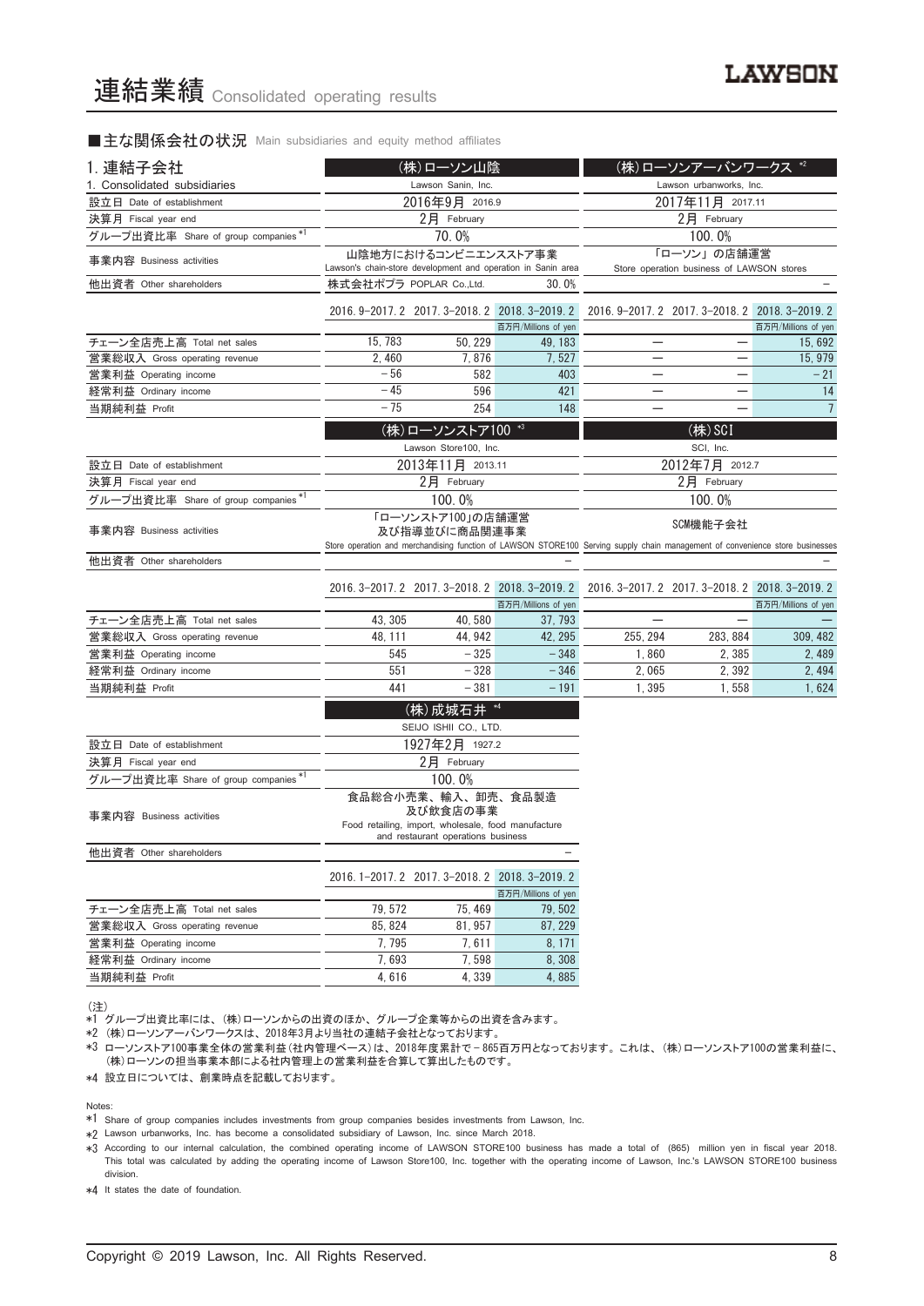# 連結業績 Consolidated operating results

## ■主な関係会社の状況 Main subsidiaries and equity method affiliates

### 1. 連結子会社 / 1. Consolidated subsidiaries

| | (株)ローソン山陰 Lawson Sanin, Inc. | | | (株)ローソンアーバンワークス *2 Lawson urbanworks, Inc. | | |
|---|---|---|---|---|---|---|
| 設立日 Date of establishment | 2016年9月 2016.9 | | | 2017年11月 2017.11 | | |
| 決算月 Fiscal year end | 2月 February | | | 2月 February | | |
| グループ出資比率 Share of group companies *1 | 70.0% | | | 100.0% | | |
| 事業内容 Business activities | 山陰地方におけるコンビニエンスストア事業 Lawson's chain-store development and operation in Sanin area | | | 「ローソン」の店舗運営 Store operation business of LAWSON stores | | |
| 他出資者 Other shareholders | 株式会社ポプラ POPLAR Co.,Ltd. | | 30.0% | | | – |
| | 2016.9–2017.2 | 2017.3–2018.2 | 2018.3–2019.2 百万円/Millions of yen | 2016.9–2017.2 | 2017.3–2018.2 | 2018.3–2019.2 百万円/Millions of yen |
| チェーン全店売上高 Total net sales | 15,783 | 50,229 | 49,183 | – | – | 15,692 |
| 営業総収入 Gross operating revenue | 2,460 | 7,876 | 7,527 | – | – | 15,979 |
| 営業利益 Operating income | –56 | 582 | 403 | – | – | –21 |
| 経常利益 Ordinary income | –45 | 596 | 421 | – | – | 14 |
| 当期純利益 Profit | –75 | 254 | 148 | – | – | 7 |

| | (株)ローソンストア100 *3 Lawson Store100, Inc. | | | (株)SCI SCI, Inc. | | |
|---|---|---|---|---|---|---|
| 設立日 Date of establishment | 2013年11月 2013.11 | | | 2012年7月 2012.7 | | |
| 決算月 Fiscal year end | 2月 February | | | 2月 February | | |
| グループ出資比率 Share of group companies *1 | 100.0% | | | 100.0% | | |
| 事業内容 Business activities | 「ローソンストア100」の店舗運営及び指導並びに商品関連事業 Store operation and merchandising function of LAWSON STORE100 | | | SCM機能子会社 Serving supply chain management of convenience store businesses | | |
| 他出資者 Other shareholders | | | – | | | – |
| | 2016.3–2017.2 | 2017.3–2018.2 | 2018.3–2019.2 百万円/Millions of yen | 2016.3–2017.2 | 2017.3–2018.2 | 2018.3–2019.2 百万円/Millions of yen |
| チェーン全店売上高 Total net sales | 43,305 | 40,580 | 37,793 | – | – | – |
| 営業総収入 Gross operating revenue | 48,111 | 44,942 | 42,295 | 255,294 | 283,884 | 309,482 |
| 営業利益 Operating income | 545 | –325 | –348 | 1,860 | 2,385 | 2,489 |
| 経常利益 Ordinary income | 551 | –328 | –346 | 2,065 | 2,392 | 2,494 |
| 当期純利益 Profit | 441 | –381 | –191 | 1,395 | 1,558 | 1,624 |

| | (株)成城石井 *4 SEIJO ISHII CO., LTD. | | |
|---|---|---|---|
| 設立日 Date of establishment | 1927年2月 1927.2 | | |
| 決算月 Fiscal year end | 2月 February | | |
| グループ出資比率 Share of group companies *1 | 100.0% | | |
| 事業内容 Business activities | 食品総合小売業、輸入、卸売、食品製造及び飲食店の事業 Food retailing, import, wholesale, food manufacture and restaurant operations business | | |
| 他出資者 Other shareholders | | | – |
| | 2016.1–2017.2 | 2017.3–2018.2 | 2018.3–2019.2 百万円/Millions of yen |
| チェーン全店売上高 Total net sales | 79,572 | 75,469 | 79,502 |
| 営業総収入 Gross operating revenue | 85,824 | 81,957 | 87,229 |
| 営業利益 Operating income | 7,795 | 7,611 | 8,171 |
| 経常利益 Ordinary income | 7,693 | 7,598 | 8,308 |
| 当期純利益 Profit | 4,616 | 4,339 | 4,885 |

(注)
*1 グループ出資比率には、(株)ローソンからの出資のほか、グループ企業等からの出資を含みます。
*2 (株)ローソンアーバンワークスは、2018年3月より当社の連結子会社となっております。
*3 ローソンストア100事業全体の営業利益(社内管理ベース)は、2018年度累計で－865百万円となっております。これは、(株)ローソンストア100の営業利益に、(株)ローソンの担当事業本部による社内管理上の営業利益を合算して算出したものです。
*4 設立日については、創業時点を記載しております。

Notes:
*1 Share of group companies includes investments from group companies besides investments from Lawson, Inc.
*2 Lawson urbanworks, Inc. has become a consolidated subsidiary of Lawson, Inc. since March 2018.
*3 According to our internal calculation, the combined operating income of LAWSON STORE100 business has made a total of (865) million yen in fiscal year 2018. This total was calculated by adding the operating income of Lawson Store100, Inc. together with the operating income of Lawson, Inc.'s LAWSON STORE100 business division.
*4 It states the date of foundation.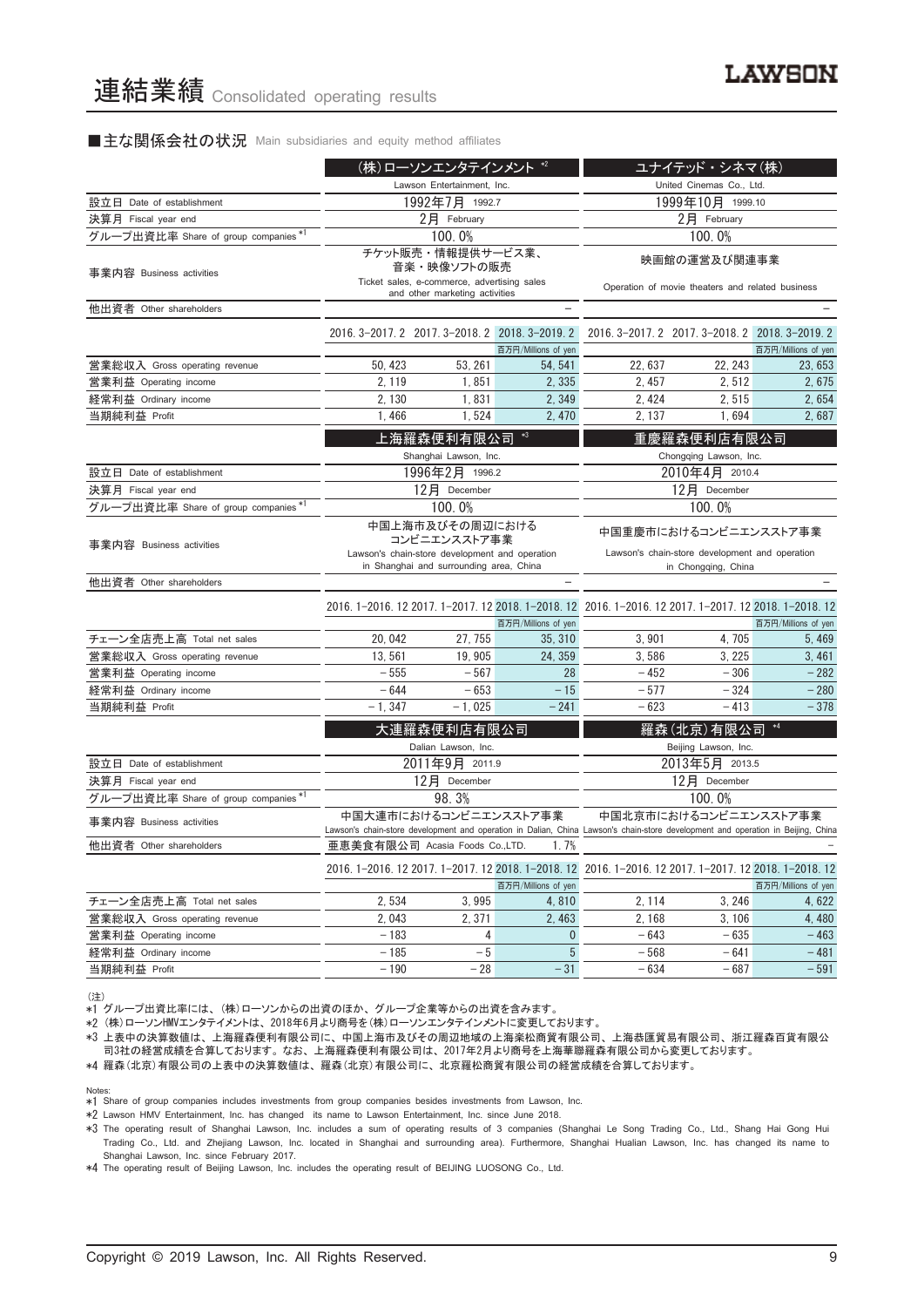# 連結業績 Consolidated operating results

■主な関係会社の状況 Main subsidiaries and equity method affiliates

| | (株)ローソンエンタテインメント *2 | | | ユナイテッド・シネマ(株) | | |
|---|---|---|---|---|---|---|
| | Lawson Entertainment, Inc. | | | United Cinemas Co., Ltd. | | |
| 設立日 Date of establishment | 1992年7月 1992.7 | | | 1999年10月 1999.10 | | |
| 決算月 Fiscal year end | 2月 February | | | 2月 February | | |
| グループ出資比率 Share of group companies *1 | 100.0% | | | 100.0% | | |
| 事業内容 Business activities | チケット販売・情報提供サービス業、音楽・映像ソフトの販売 Ticket sales, e-commerce, advertising sales and other marketing activities | | | 映画館の運営及び関連事業 Operation of movie theaters and related business | | |
| 他出資者 Other shareholders | − | | | − | | |
| | 2016.3-2017.2 | 2017.3-2018.2 | 2018.3-2019.2 百万円/Millions of yen | 2016.3-2017.2 | 2017.3-2018.2 | 2018.3-2019.2 百万円/Millions of yen |
| 営業総収入 Gross operating revenue | 50,423 | 53,261 | 54,541 | 22,637 | 22,243 | 23,653 |
| 営業利益 Operating income | 2,119 | 1,851 | 2,335 | 2,457 | 2,512 | 2,675 |
| 経常利益 Ordinary income | 2,130 | 1,831 | 2,349 | 2,424 | 2,515 | 2,654 |
| 当期純利益 Profit | 1,466 | 1,524 | 2,470 | 2,137 | 1,694 | 2,687 |

| | 上海羅森便利有限公司 *3 | | | 重慶羅森便利店有限公司 | | |
|---|---|---|---|---|---|---|
| | Shanghai Lawson, Inc. | | | Chongqing Lawson, Inc. | | |
| 設立日 Date of establishment | 1996年2月 1996.2 | | | 2010年4月 2010.4 | | |
| 決算月 Fiscal year end | 12月 December | | | 12月 December | | |
| グループ出資比率 Share of group companies *1 | 100.0% | | | 100.0% | | |
| 事業内容 Business activities | 中国上海市及びその周辺における コンビニエンスストア事業 Lawson's chain-store development and operation in Shanghai and surrounding area, China | | | 中国重慶市におけるコンビニエンスストア事業 Lawson's chain-store development and operation in Chongqing, China | | |
| 他出資者 Other shareholders | − | | | − | | |
| | 2016.1-2016.12 | 2017.1-2017.12 | 2018.1-2018.12 百万円/Millions of yen | 2016.1-2016.12 | 2017.1-2017.12 | 2018.1-2018.12 百万円/Millions of yen |
| チェーン全店売上高 Total net sales | 20,042 | 27,755 | 35,310 | 3,901 | 4,705 | 5,469 |
| 営業総収入 Gross operating revenue | 13,561 | 19,905 | 24,359 | 3,586 | 3,225 | 3,461 |
| 営業利益 Operating income | −555 | −567 | 28 | −452 | −306 | −282 |
| 経常利益 Ordinary income | −644 | −653 | −15 | −577 | −324 | −280 |
| 当期純利益 Profit | −1,347 | −1,025 | −241 | −623 | −413 | −378 |

| | 大連羅森便利店有限公司 | | | 羅森(北京)有限公司 *4 | | |
|---|---|---|---|---|---|---|
| | Dalian Lawson, Inc. | | | Beijing Lawson, Inc. | | |
| 設立日 Date of establishment | 2011年9月 2011.9 | | | 2013年5月 2013.5 | | |
| 決算月 Fiscal year end | 12月 December | | | 12月 December | | |
| グループ出資比率 Share of group companies *1 | 98.3% | | | 100.0% | | |
| 事業内容 Business activities | 中国大連市におけるコンビニエンスストア事業 Lawson's chain-store development and operation in Dalian, China | | | 中国北京市におけるコンビニエンスストア事業 Lawson's chain-store development and operation in Beijing, China | | |
| 他出資者 Other shareholders | 亜恵美食有限公司 Acasia Foods Co.,LTD. 1.7% | | | − | | |
| | 2016.1-2016.12 | 2017.1-2017.12 | 2018.1-2018.12 百万円/Millions of yen | 2016.1-2016.12 | 2017.1-2017.12 | 2018.1-2018.12 百万円/Millions of yen |
| チェーン全店売上高 Total net sales | 2,534 | 3,995 | 4,810 | 2,114 | 3,246 | 4,622 |
| 営業総収入 Gross operating revenue | 2,043 | 2,371 | 2,463 | 2,168 | 3,106 | 4,480 |
| 営業利益 Operating income | −183 | 4 | 0 | −643 | −635 | −463 |
| 経常利益 Ordinary income | −185 | −5 | 5 | −568 | −641 | −481 |
| 当期純利益 Profit | −190 | −28 | −31 | −634 | −687 | −591 |

(注)
*1 グループ出資比率には、(株)ローソンからの出資のほか、グループ企業等からの出資を含みます。
*2 (株)ローソンHMVエンタテイメントは、2018年6月より商号を(株)ローソンエンタテインメントに変更しております。
*3 上表中の決算数値は、上海羅森便利有限公司に、中国上海市及びその周辺地域の上海楽松商貿有限公司、上海恭匯貿易有限公司、浙江羅森百貨有限公司3社の経営成績を合算しております。なお、上海羅森便利有限公司は、2017年2月より商号を上海華聯羅森有限公司から変更しております。
*4 羅森(北京)有限公司の上表中の決算数値は、羅森(北京)有限公司に、北京羅松商貿有限公司の経営成績を合算しております。

Notes:
*1 Share of group companies includes investments from group companies besides investments from Lawson, Inc.
*2 Lawson HMV Entertainment, Inc. has changed its name to Lawson Entertainment, Inc. since June 2018.
*3 The operating result of Shanghai Lawson, Inc. includes a sum of operating results of 3 companies (Shanghai Le Song Trading Co., Ltd., Shang Hai Gong Hui Trading Co., Ltd. and Zhejiang Lawson, Inc. located in Shanghai and surrounding area). Furthermore, Shanghai Hualian Lawson, Inc. has changed its name to Shanghai Lawson, Inc. since February 2017.
*4 The operating result of Beijing Lawson, Inc. includes the operating result of BEIJING LUOSONG Co., Ltd.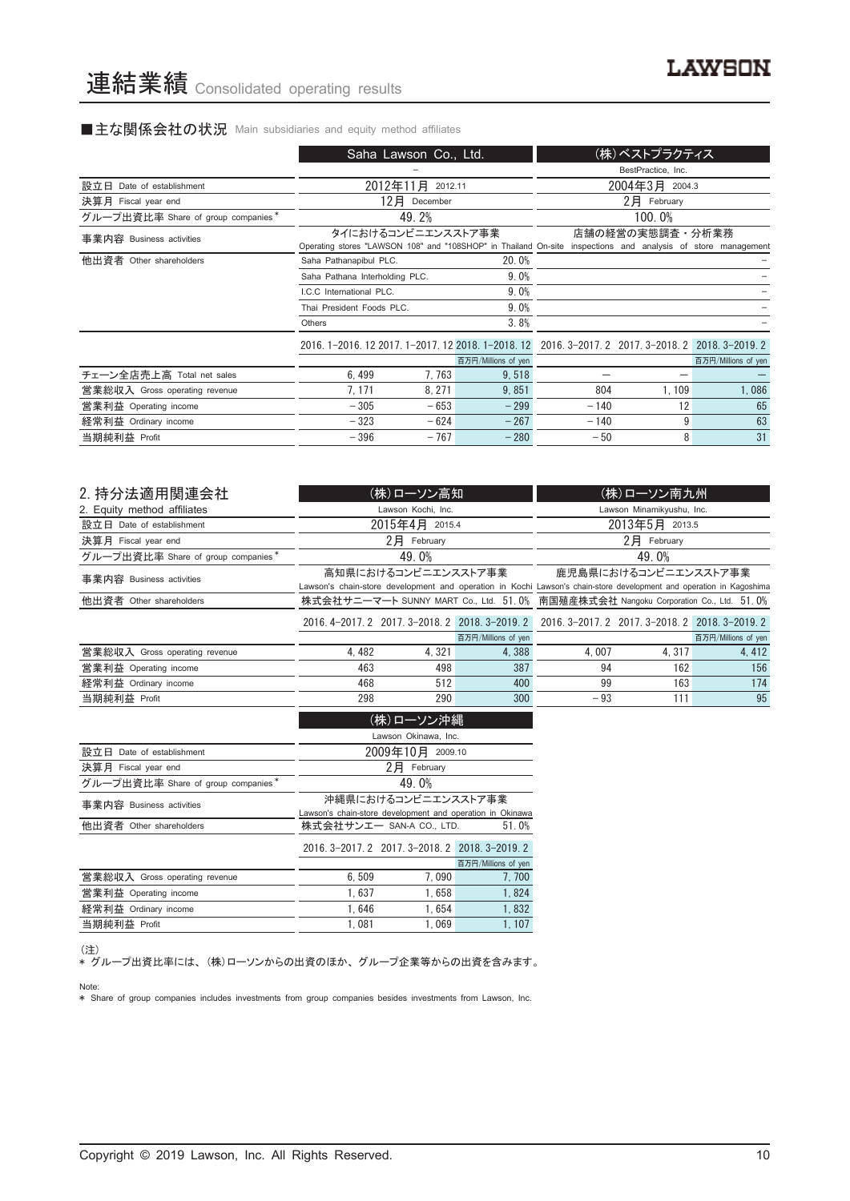# 連結業績 Consolidated operating results

## ■主な関係会社の状況 Main subsidiaries and equity method affiliates

| | Saha Lawson Co., Ltd. | | | (株)ベストプラクティス | | |
|---|---|---|---|---|---|---|
| | – | | | BestPractice, Inc. | | |
| 設立日 Date of establishment | 2012年11月 2012.11 | | | 2004年3月 2004.3 | | |
| 決算月 Fiscal year end | 12月 December | | | 2月 February | | |
| グループ出資比率 Share of group companies * | 49.2% | | | 100.0% | | |
| 事業内容 Business activities | タイにおけるコンビニエンスストア事業 Operating stores "LAWSON 108" and "108SHOP" in Thailand | | | 店舗の経営の実態調査・分析業務 On-site inspections and analysis of store management | | |
| 他出資者 Other shareholders | Saha Pathanapibul PLC. | | 20.0% | | | – |
| | Saha Pathana Interholding PLC. | | 9.0% | | | – |
| | I.C.C International PLC. | | 9.0% | | | – |
| | Thai President Foods PLC. | | 9.0% | | | – |
| | Others | | 3.8% | | | – |
| | 2016.1–2016.12 | 2017.1–2017.12 | 2018.1–2018.12 | 2016.3–2017.2 | 2017.3–2018.2 | 2018.3–2019.2 |
| | | | 百万円/Millions of yen | | | 百万円/Millions of yen |
| チェーン全店売上高 Total net sales | 6,499 | 7,763 | 9,518 | – | – | – |
| 営業総収入 Gross operating revenue | 7,171 | 8,271 | 9,851 | 804 | 1,109 | 1,086 |
| 営業利益 Operating income | −305 | −653 | −299 | −140 | 12 | 65 |
| 経常利益 Ordinary income | −323 | −624 | −267 | −140 | 9 | 63 |
| 当期純利益 Profit | −396 | −767 | −280 | −50 | 8 | 31 |

## 2. 持分法適用関連会社
## 2. Equity method affiliates

| | (株)ローソン高知 | | | (株)ローソン南九州 | | |
|---|---|---|---|---|---|---|
| | Lawson Kochi, Inc. | | | Lawson Minamikyushu, Inc. | | |
| 設立日 Date of establishment | 2015年4月 2015.4 | | | 2013年5月 2013.5 | | |
| 決算月 Fiscal year end | 2月 February | | | 2月 February | | |
| グループ出資比率 Share of group companies * | 49.0% | | | 49.0% | | |
| 事業内容 Business activities | 高知県におけるコンビニエンスストア事業 Lawson's chain-store development and operation in Kochi | | | 鹿児島県におけるコンビニエンスストア事業 Lawson's chain-store development and operation in Kagoshima | | |
| 他出資者 Other shareholders | 株式会社サニーマート SUNNY MART Co., Ltd. 51.0% | | | 南国殖産株式会社 Nangoku Corporation Co., Ltd. 51.0% | | |
| | 2016.4–2017.2 | 2017.3–2018.2 | 2018.3–2019.2 | 2016.3–2017.2 | 2017.3–2018.2 | 2018.3–2019.2 |
| | | | 百万円/Millions of yen | | | 百万円/Millions of yen |
| 営業総収入 Gross operating revenue | 4,482 | 4,321 | 4,388 | 4,007 | 4,317 | 4,412 |
| 営業利益 Operating income | 463 | 498 | 387 | 94 | 162 | 156 |
| 経常利益 Ordinary income | 468 | 512 | 400 | 99 | 163 | 174 |
| 当期純利益 Profit | 298 | 290 | 300 | −93 | 111 | 95 |

| | (株)ローソン沖縄 | | |
|---|---|---|---|
| | Lawson Okinawa, Inc. | | |
| 設立日 Date of establishment | 2009年10月 2009.10 | | |
| 決算月 Fiscal year end | 2月 February | | |
| グループ出資比率 Share of group companies * | 49.0% | | |
| 事業内容 Business activities | 沖縄県におけるコンビニエンスストア事業 Lawson's chain-store development and operation in Okinawa | | |
| 他出資者 Other shareholders | 株式会社サンエー SAN-A CO., LTD. | | 51.0% |
| | 2016.3–2017.2 | 2017.3–2018.2 | 2018.3–2019.2 |
| | | | 百万円/Millions of yen |
| 営業総収入 Gross operating revenue | 6,509 | 7,090 | 7,700 |
| 営業利益 Operating income | 1,637 | 1,658 | 1,824 |
| 経常利益 Ordinary income | 1,646 | 1,654 | 1,832 |
| 当期純利益 Profit | 1,081 | 1,069 | 1,107 |

(注)
* グループ出資比率には、(株)ローソンからの出資のほか、グループ企業等からの出資を含みます。

Note:
* Share of group companies includes investments from group companies besides investments from Lawson, Inc.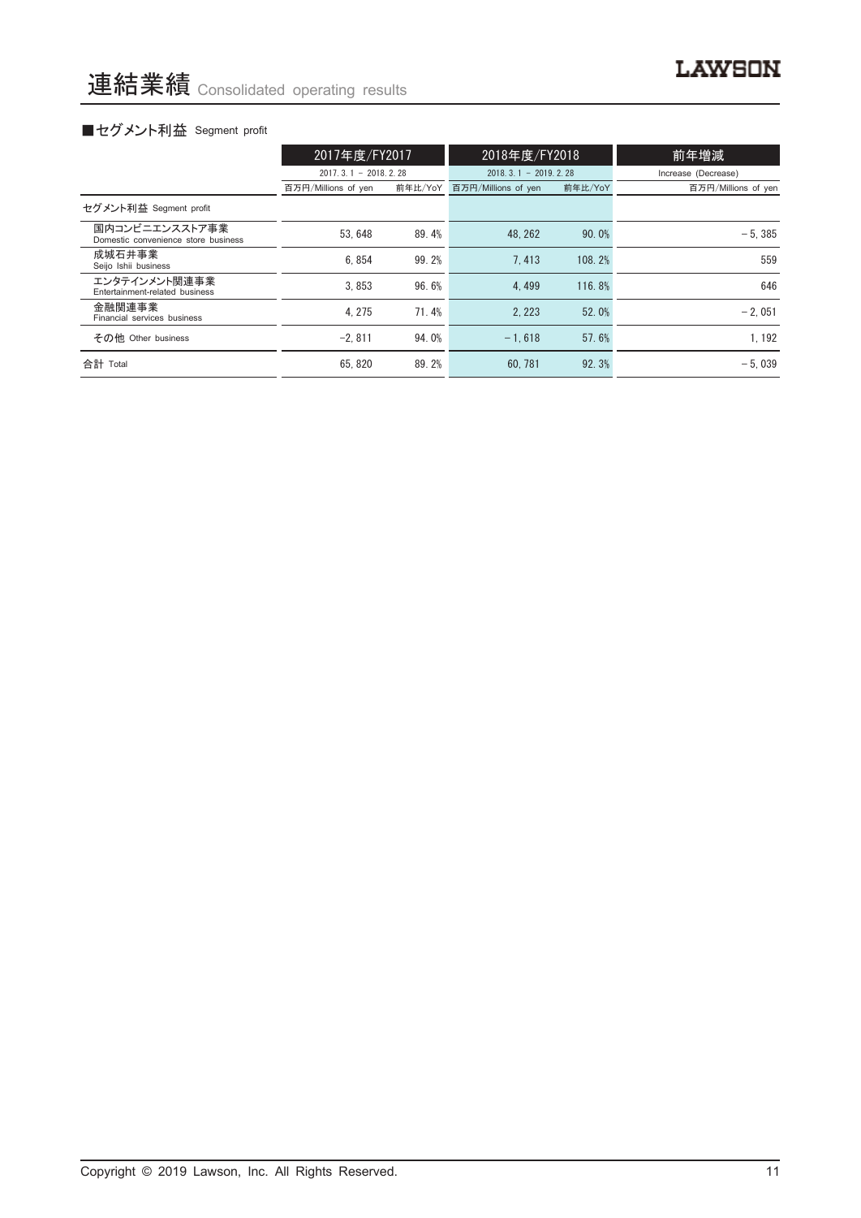# 連結業績 Consolidated operating results

### ■セグメント利益 Segment profit

| | 2017年度/FY2017 | | 2018年度/FY2018 | | 前年増減 |
|---|---|---|---|---|---|
| | 2017. 3. 1 － 2018. 2. 28 | | 2018. 3. 1 － 2019. 2. 28 | | Increase (Decrease) |
| | 百万円/Millions of yen | 前年比/YoY | 百万円/Millions of yen | 前年比/YoY | 百万円/Millions of yen |
| セグメント利益 Segment profit | | | | | |
| 国内コンビニエンスストア事業 Domestic convenience store business | 53, 648 | 89. 4% | 48, 262 | 90. 0% | －5, 385 |
| 成城石井事業 Seijo Ishii business | 6, 854 | 99. 2% | 7, 413 | 108. 2% | 559 |
| エンタテインメント関連事業 Entertainment-related business | 3, 853 | 96. 6% | 4, 499 | 116. 8% | 646 |
| 金融関連事業 Financial services business | 4, 275 | 71. 4% | 2, 223 | 52. 0% | －2, 051 |
| その他 Other business | −2, 811 | 94. 0% | －1, 618 | 57. 6% | 1, 192 |
| 合計 Total | 65, 820 | 89. 2% | 60, 781 | 92. 3% | －5, 039 |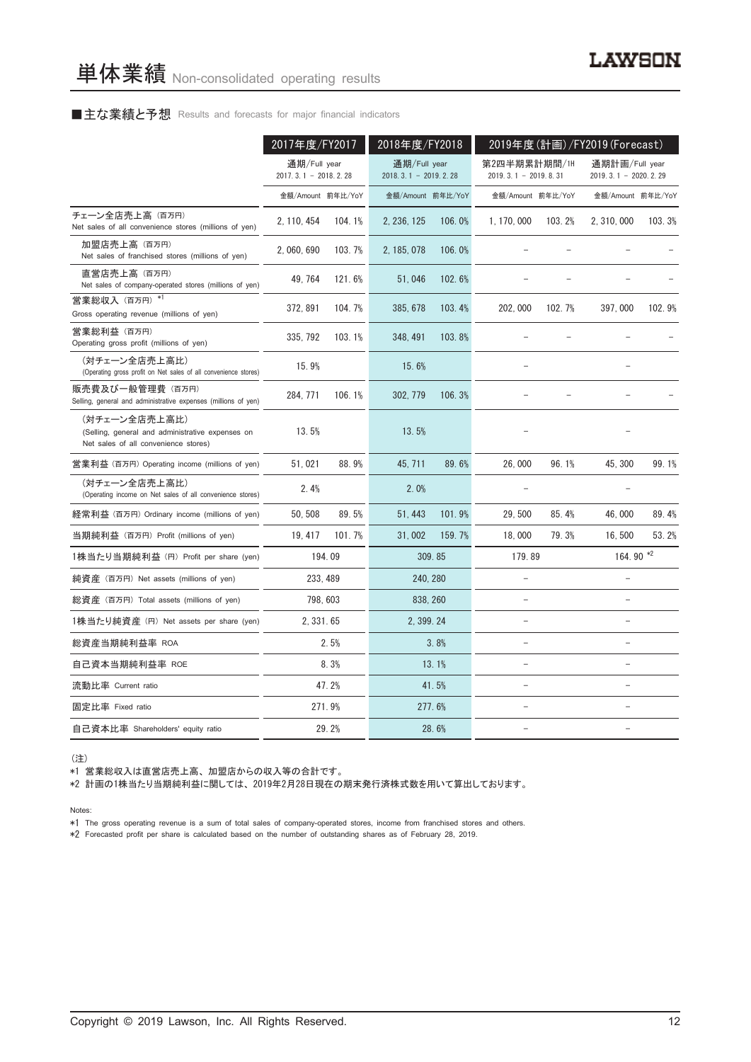# 単体業績 Non-consolidated operating results

■主な業績と予想 Results and forecasts for major financial indicators

| | 2017年度/FY2017 | | 2018年度/FY2018 | | 2019年度(計画)/FY2019(Forecast) | | | |
|---|---|---|---|---|---|---|---|---|
| | 通期/Full year 2017. 3. 1 – 2018. 2. 28 | | 通期/Full year 2018. 3. 1 – 2019. 2. 28 | | 第2四半期累計期間/1H 2019. 3. 1 – 2019. 8. 31 | | 通期計画/Full year 2019. 3. 1 – 2020. 2. 29 | |
| | 金額/Amount | 前年比/YoY | 金額/Amount | 前年比/YoY | 金額/Amount | 前年比/YoY | 金額/Amount | 前年比/YoY |
| チェーン全店売上高（百万円） Net sales of all convenience stores (millions of yen) | 2, 110, 454 | 104. 1% | 2, 236, 125 | 106. 0% | 1, 170, 000 | 103. 2% | 2, 310, 000 | 103. 3% |
| 加盟店売上高（百万円） Net sales of franchised stores (millions of yen) | 2, 060, 690 | 103. 7% | 2, 185, 078 | 106. 0% | – | – | – | – |
| 直営店売上高（百万円） Net sales of company-operated stores (millions of yen) | 49, 764 | 121. 6% | 51, 046 | 102. 6% | – | – | – | – |
| 営業総収入（百万円）*1 Gross operating revenue (millions of yen) | 372, 891 | 104. 7% | 385, 678 | 103. 4% | 202, 000 | 102. 7% | 397, 000 | 102. 9% |
| 営業総利益（百万円） Operating gross profit (millions of yen) | 335, 792 | 103. 1% | 348, 491 | 103. 8% | – | – | – | – |
| （対チェーン全店売上高比） (Operating gross profit on Net sales of all convenience stores) | 15. 9% | | 15. 6% | | – | | – | |
| 販売費及び一般管理費（百万円） Selling, general and administrative expenses (millions of yen) | 284, 771 | 106. 1% | 302, 779 | 106. 3% | – | – | – | – |
| （対チェーン全店売上高比） (Selling, general and administrative expenses on Net sales of all convenience stores) | 13. 5% | | 13. 5% | | – | | – | |
| 営業利益（百万円）Operating income (millions of yen) | 51, 021 | 88. 9% | 45, 711 | 89. 6% | 26, 000 | 96. 1% | 45, 300 | 99. 1% |
| （対チェーン全店売上高比） (Operating income on Net sales of all convenience stores) | 2. 4% | | 2. 0% | | – | | – | |
| 経常利益（百万円）Ordinary income (millions of yen) | 50, 508 | 89. 5% | 51, 443 | 101. 9% | 29, 500 | 85. 4% | 46, 000 | 89. 4% |
| 当期純利益（百万円）Profit (millions of yen) | 19, 417 | 101. 7% | 31, 002 | 159. 7% | 18, 000 | 79. 3% | 16, 500 | 53. 2% |
| 1株当たり当期純利益（円）Profit per share (yen) | 194. 09 | | 309. 85 | | 179. 89 | | 164. 90 *2 | |
| 純資産（百万円）Net assets (millions of yen) | 233, 489 | | 240, 280 | | – | | – | |
| 総資産（百万円）Total assets (millions of yen) | 798, 603 | | 838, 260 | | – | | – | |
| 1株当たり純資産（円）Net assets per share (yen) | 2, 331. 65 | | 2, 399. 24 | | – | | – | |
| 総資産当期純利益率 ROA | 2. 5% | | 3. 8% | | – | | – | |
| 自己資本当期純利益率 ROE | 8. 3% | | 13. 1% | | – | | – | |
| 流動比率 Current ratio | 47. 2% | | 41. 5% | | – | | – | |
| 固定比率 Fixed ratio | 271. 9% | | 277. 6% | | – | | – | |
| 自己資本比率 Shareholders' equity ratio | 29. 2% | | 28. 6% | | – | | – | |

（注）

*1 営業総収入は直営店売上高、加盟店からの収入等の合計です。

*2 計画の1株当たり当期純利益に関しては、2019年2月28日現在の期末発行済株式数を用いて算出しております。

Notes:

*1 The gross operating revenue is a sum of total sales of company-operated stores, income from franchised stores and others.

*2 Forecasted profit per share is calculated based on the number of outstanding shares as of February 28, 2019.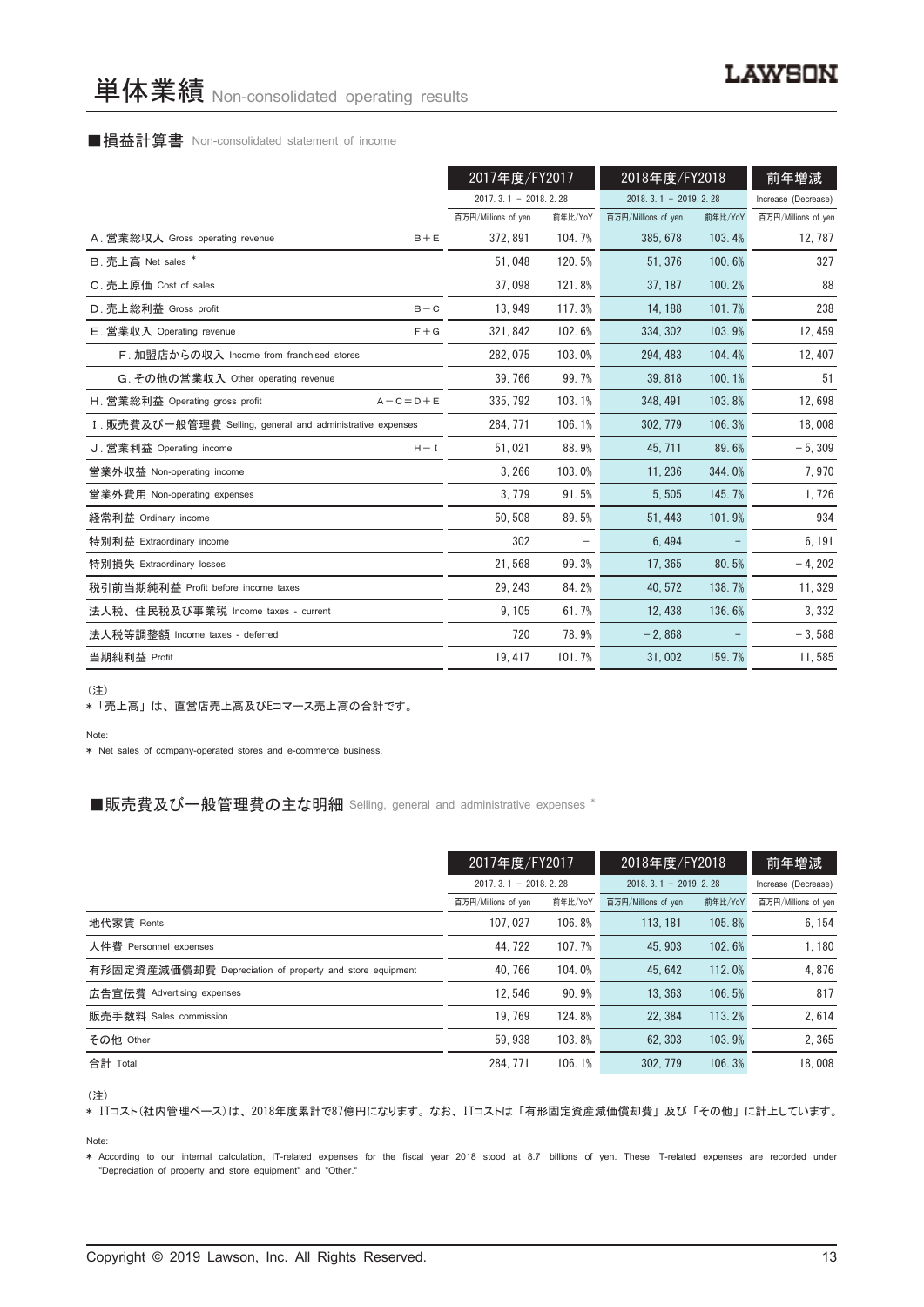# 単体業績 Non-consolidated operating results

### ■損益計算書 Non-consolidated statement of income

| | | 2017年度/FY2017 | | 2018年度/FY2018 | | 前年増減 |
|---|---|---|---|---|---|---|
| | | 2017. 3. 1 – 2018. 2. 28 | | 2018. 3. 1 – 2019. 2. 28 | | Increase (Decrease) |
| | | 百万円/Millions of yen | 前年比/YoY | 百万円/Millions of yen | 前年比/YoY | 百万円/Millions of yen |
| A. 営業総収入 Gross operating revenue | B＋E | 372, 891 | 104. 7% | 385, 678 | 103. 4% | 12, 787 |
| B. 売上高 Net sales * | | 51, 048 | 120. 5% | 51, 376 | 100. 6% | 327 |
| C. 売上原価 Cost of sales | | 37, 098 | 121. 8% | 37, 187 | 100. 2% | 88 |
| D. 売上総利益 Gross profit | B－C | 13, 949 | 117. 3% | 14, 188 | 101. 7% | 238 |
| E. 営業収入 Operating revenue | F＋G | 321, 842 | 102. 6% | 334, 302 | 103. 9% | 12, 459 |
| F. 加盟店からの収入 Income from franchised stores | | 282, 075 | 103. 0% | 294, 483 | 104. 4% | 12, 407 |
| G. その他の営業収入 Other operating revenue | | 39, 766 | 99. 7% | 39, 818 | 100. 1% | 51 |
| H. 営業総利益 Operating gross profit | A－C＝D＋E | 335, 792 | 103. 1% | 348, 491 | 103. 8% | 12, 698 |
| I. 販売費及び一般管理費 Selling, general and administrative expenses | | 284, 771 | 106. 1% | 302, 779 | 106. 3% | 18, 008 |
| J. 営業利益 Operating income | H－I | 51, 021 | 88. 9% | 45, 711 | 89. 6% | －5, 309 |
| 営業外収益 Non-operating income | | 3, 266 | 103. 0% | 11, 236 | 344. 0% | 7, 970 |
| 営業外費用 Non-operating expenses | | 3, 779 | 91. 5% | 5, 505 | 145. 7% | 1, 726 |
| 経常利益 Ordinary income | | 50, 508 | 89. 5% | 51, 443 | 101. 9% | 934 |
| 特別利益 Extraordinary income | | 302 | – | 6, 494 | – | 6, 191 |
| 特別損失 Extraordinary losses | | 21, 568 | 99. 3% | 17, 365 | 80. 5% | －4, 202 |
| 税引前当期純利益 Profit before income taxes | | 29, 243 | 84. 2% | 40, 572 | 138. 7% | 11, 329 |
| 法人税、住民税及び事業税 Income taxes - current | | 9, 105 | 61. 7% | 12, 438 | 136. 6% | 3, 332 |
| 法人税等調整額 Income taxes - deferred | | 720 | 78. 9% | －2, 868 | – | －3, 588 |
| 当期純利益 Profit | | 19, 417 | 101. 7% | 31, 002 | 159. 7% | 11, 585 |

(注)
*「売上高」は、直営店売上高及びEコマース売上高の合計です。

Note:
* Net sales of company-operated stores and e-commerce business.

### ■販売費及び一般管理費の主な明細 Selling, general and administrative expenses *

| | 2017年度/FY2017 | | 2018年度/FY2018 | | 前年増減 |
|---|---|---|---|---|---|
| | 2017. 3. 1 – 2018. 2. 28 | | 2018. 3. 1 – 2019. 2. 28 | | Increase (Decrease) |
| | 百万円/Millions of yen | 前年比/YoY | 百万円/Millions of yen | 前年比/YoY | 百万円/Millions of yen |
| 地代家賃 Rents | 107, 027 | 106. 8% | 113, 181 | 105. 8% | 6, 154 |
| 人件費 Personnel expenses | 44, 722 | 107. 7% | 45, 903 | 102. 6% | 1, 180 |
| 有形固定資産減価償却費 Depreciation of property and store equipment | 40, 766 | 104. 0% | 45, 642 | 112. 0% | 4, 876 |
| 広告宣伝費 Advertising expenses | 12, 546 | 90. 9% | 13, 363 | 106. 5% | 817 |
| 販売手数料 Sales commission | 19, 769 | 124. 8% | 22, 384 | 113. 2% | 2, 614 |
| その他 Other | 59, 938 | 103. 8% | 62, 303 | 103. 9% | 2, 365 |
| 合計 Total | 284, 771 | 106. 1% | 302, 779 | 106. 3% | 18, 008 |

(注)
* ITコスト(社内管理ベース)は、2018年度累計で87億円になります。なお、ITコストは「有形固定資産減価償却費」及び「その他」に計上しています。

Note:
* According to our internal calculation, IT-related expenses for the fiscal year 2018 stood at 8.7 billions of yen. These IT-related expenses are recorded under "Depreciation of property and store equipment" and "Other."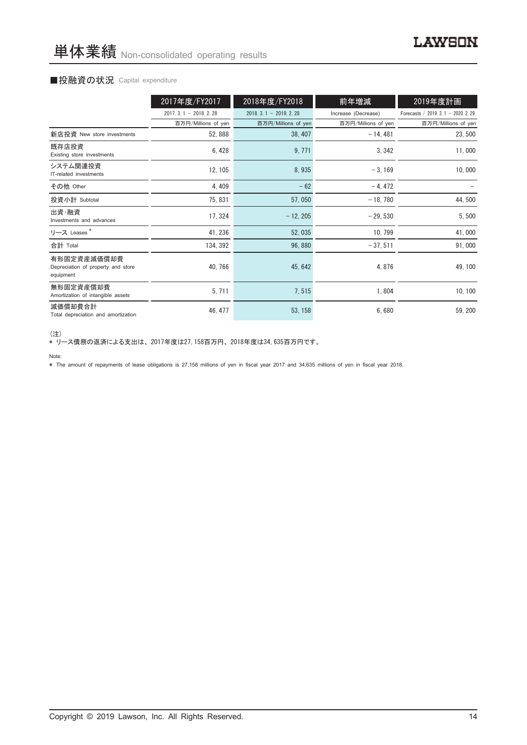# 単体業績 Non-consolidated operating results

## ■投融資の状況 Capital expenditure

| | 2017年度/FY2017 | 2018年度/FY2018 | 前年増減 | 2019年度計画 |
|---|---|---|---|---|
| | 2017. 3. 1 － 2018. 2. 28 | 2018. 3. 1 － 2019. 2. 28 | Increase (Decrease) | Forecasts / 2019. 3. 1 － 2020. 2. 29 |
| | 百万円/Millions of yen | 百万円/Millions of yen | 百万円/Millions of yen | 百万円/Millions of yen |
| 新店投資 New store investments | 52, 888 | 38, 407 | －14, 481 | 23, 500 |
| 既存店投資 Existing store investments | 6, 428 | 9, 771 | 3, 342 | 11, 000 |
| システム関連投資 IT-related investments | 12, 105 | 8, 935 | －3, 169 | 10, 000 |
| その他 Other | 4, 409 | －62 | －4, 472 | － |
| 投資小計 Subtotal | 75, 831 | 57, 050 | －18, 780 | 44, 500 |
| 出資・融資 Investments and advances | 17, 324 | －12, 205 | －29, 530 | 5, 500 |
| リース Leases * | 41, 236 | 52, 035 | 10, 799 | 41, 000 |
| 合計 Total | 134, 392 | 96, 880 | －37, 511 | 91, 000 |
| 有形固定資産減価償却費 Depreciation of property and store equipment | 40, 766 | 45, 642 | 4, 876 | 49, 100 |
| 無形固定資産償却費 Amortization of intangible assets | 5, 711 | 7, 515 | 1, 804 | 10, 100 |
| 減価償却費合計 Total depreciation and amortization | 46, 477 | 53, 158 | 6, 680 | 59, 200 |

（注）
* リース債務の返済による支出は、2017年度は27, 158百万円、2018年度は34, 635百万円です。

Note:
* The amount of repayments of lease obligations is 27,158 millions of yen in fiscal year 2017 and 34,635 millions of yen in fiscal year 2018.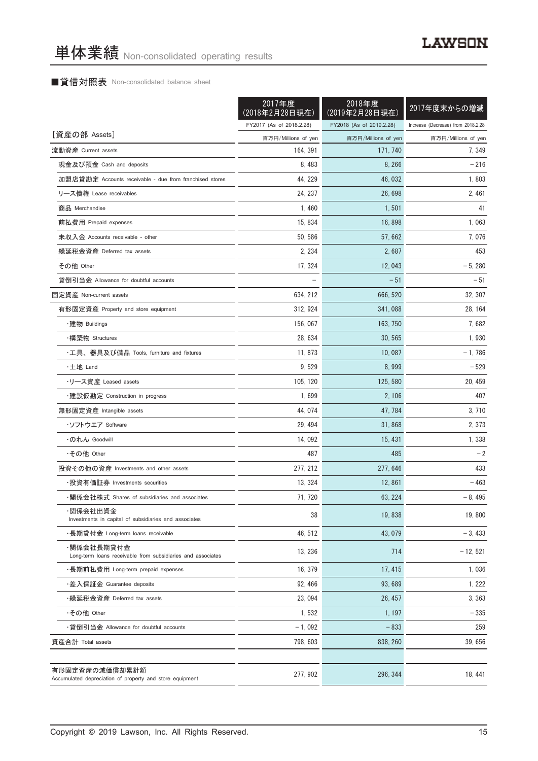# 単体業績 Non-consolidated operating results

### ■貸借対照表 Non-consolidated balance sheet

| | 2017年度(2018年2月28日現在) FY2017 (As of 2018.2.28) | 2018年度(2019年2月28日現在) FY2018 (As of 2019.2.28) | 2017年度末からの増減 Increase (Decrease) from 2018.2.28 |
|---|---|---|---|
| [資産の部 Assets] | 百万円/Millions of yen | 百万円/Millions of yen | 百万円/Millions of yen |
| 流動資産 Current assets | 164, 391 | 171, 740 | 7, 349 |
| 現金及び預金 Cash and deposits | 8, 483 | 8, 266 | －216 |
| 加盟店貸勘定 Accounts receivable - due from franchised stores | 44, 229 | 46, 032 | 1, 803 |
| リース債権 Lease receivables | 24, 237 | 26, 698 | 2, 461 |
| 商品 Merchandise | 1, 460 | 1, 501 | 41 |
| 前払費用 Prepaid expenses | 15, 834 | 16, 898 | 1, 063 |
| 未収入金 Accounts receivable - other | 50, 586 | 57, 662 | 7, 076 |
| 繰延税金資産 Deferred tax assets | 2, 234 | 2, 687 | 453 |
| その他 Other | 17, 324 | 12, 043 | －5, 280 |
| 貸倒引当金 Allowance for doubtful accounts | － | －51 | －51 |
| 固定資産 Non-current assets | 634, 212 | 666, 520 | 32, 307 |
| 有形固定資産 Property and store equipment | 312, 924 | 341, 088 | 28, 164 |
| ・建物 Buildings | 156, 067 | 163, 750 | 7, 682 |
| ・構築物 Structures | 28, 634 | 30, 565 | 1, 930 |
| ・工具、器具及び備品 Tools, furniture and fixtures | 11, 873 | 10, 087 | －1, 786 |
| ・土地 Land | 9, 529 | 8, 999 | －529 |
| ・リース資産 Leased assets | 105, 120 | 125, 580 | 20, 459 |
| ・建設仮勘定 Construction in progress | 1, 699 | 2, 106 | 407 |
| 無形固定資産 Intangible assets | 44, 074 | 47, 784 | 3, 710 |
| ・ソフトウエア Software | 29, 494 | 31, 868 | 2, 373 |
| ・のれん Goodwill | 14, 092 | 15, 431 | 1, 338 |
| ・その他 Other | 487 | 485 | －2 |
| 投資その他の資産 Investments and other assets | 277, 212 | 277, 646 | 433 |
| ・投資有価証券 Investments securities | 13, 324 | 12, 861 | －463 |
| ・関係会社株式 Shares of subsidiaries and associates | 71, 720 | 63, 224 | －8, 495 |
| ・関係会社出資金 Investments in capital of subsidiaries and associates | 38 | 19, 838 | 19, 800 |
| ・長期貸付金 Long-term loans receivable | 46, 512 | 43, 079 | －3, 433 |
| ・関係会社長期貸付金 Long-term loans receivable from subsidiaries and associates | 13, 236 | 714 | －12, 521 |
| ・長期前払費用 Long-term prepaid expenses | 16, 379 | 17, 415 | 1, 036 |
| ・差入保証金 Guarantee deposits | 92, 466 | 93, 689 | 1, 222 |
| ・繰延税金資産 Deferred tax assets | 23, 094 | 26, 457 | 3, 363 |
| ・その他 Other | 1, 532 | 1, 197 | －335 |
| ・貸倒引当金 Allowance for doubtful accounts | －1, 092 | －833 | 259 |
| 資産合計 Total assets | 798, 603 | 838, 260 | 39, 656 |
| | | | |
| 有形固定資産の減価償却累計額 Accumulated depreciation of property and store equipment | 277, 902 | 296, 344 | 18, 441 |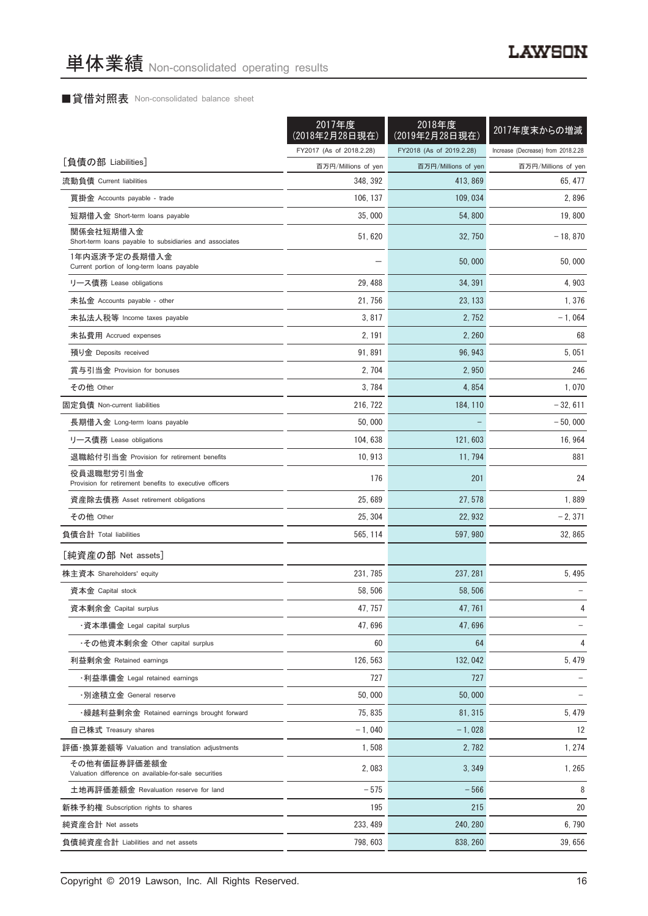# 単体業績 Non-consolidated operating results

## ■貸借対照表 Non-consolidated balance sheet

| | 2017年度（2018年2月28日現在） | 2018年度（2019年2月28日現在） | 2017年度末からの増減 |
|---|---|---|---|
| | FY2017 (As of 2018.2.28) | FY2018 (As of 2019.2.28) | Increase (Decrease) from 2018.2.28 |
| ［負債の部 Liabilities］ | 百万円/Millions of yen | 百万円/Millions of yen | 百万円/Millions of yen |
| 流動負債 Current liabilities | 348, 392 | 413, 869 | 65, 477 |
| 買掛金 Accounts payable - trade | 106, 137 | 109, 034 | 2, 896 |
| 短期借入金 Short-term loans payable | 35, 000 | 54, 800 | 19, 800 |
| 関係会社短期借入金 Short-term loans payable to subsidiaries and associates | 51, 620 | 32, 750 | −18, 870 |
| 1年内返済予定の長期借入金 Current portion of long-term loans payable | — | 50, 000 | 50, 000 |
| リース債務 Lease obligations | 29, 488 | 34, 391 | 4, 903 |
| 未払金 Accounts payable - other | 21, 756 | 23, 133 | 1, 376 |
| 未払法人税等 Income taxes payable | 3, 817 | 2, 752 | −1, 064 |
| 未払費用 Accrued expenses | 2, 191 | 2, 260 | 68 |
| 預り金 Deposits received | 91, 891 | 96, 943 | 5, 051 |
| 賞与引当金 Provision for bonuses | 2, 704 | 2, 950 | 246 |
| その他 Other | 3, 784 | 4, 854 | 1, 070 |
| 固定負債 Non-current liabilities | 216, 722 | 184, 110 | −32, 611 |
| 長期借入金 Long-term loans payable | 50, 000 | — | −50, 000 |
| リース債務 Lease obligations | 104, 638 | 121, 603 | 16, 964 |
| 退職給付引当金 Provision for retirement benefits | 10, 913 | 11, 794 | 881 |
| 役員退職慰労引当金 Provision for retirement benefits to executive officers | 176 | 201 | 24 |
| 資産除去債務 Asset retirement obligations | 25, 689 | 27, 578 | 1, 889 |
| その他 Other | 25, 304 | 22, 932 | −2, 371 |
| 負債合計 Total liabilities | 565, 114 | 597, 980 | 32, 865 |
| ［純資産の部 Net assets］ | | | |
| 株主資本 Shareholders' equity | 231, 785 | 237, 281 | 5, 495 |
| 資本金 Capital stock | 58, 506 | 58, 506 | — |
| 資本剰余金 Capital surplus | 47, 757 | 47, 761 | 4 |
| ・資本準備金 Legal capital surplus | 47, 696 | 47, 696 | — |
| ・その他資本剰余金 Other capital surplus | 60 | 64 | 4 |
| 利益剰余金 Retained earnings | 126, 563 | 132, 042 | 5, 479 |
| ・利益準備金 Legal retained earnings | 727 | 727 | — |
| ・別途積立金 General reserve | 50, 000 | 50, 000 | — |
| ・繰越利益剰余金 Retained earnings brought forward | 75, 835 | 81, 315 | 5, 479 |
| 自己株式 Treasury shares | −1, 040 | −1, 028 | 12 |
| 評価・換算差額等 Valuation and translation adjustments | 1, 508 | 2, 782 | 1, 274 |
| その他有価証券評価差額金 Valuation difference on available-for-sale securities | 2, 083 | 3, 349 | 1, 265 |
| 土地再評価差額金 Revaluation reserve for land | −575 | −566 | 8 |
| 新株予約権 Subscription rights to shares | 195 | 215 | 20 |
| 純資産合計 Net assets | 233, 489 | 240, 280 | 6, 790 |
| 負債純資産合計 Liabilities and net assets | 798, 603 | 838, 260 | 39, 656 |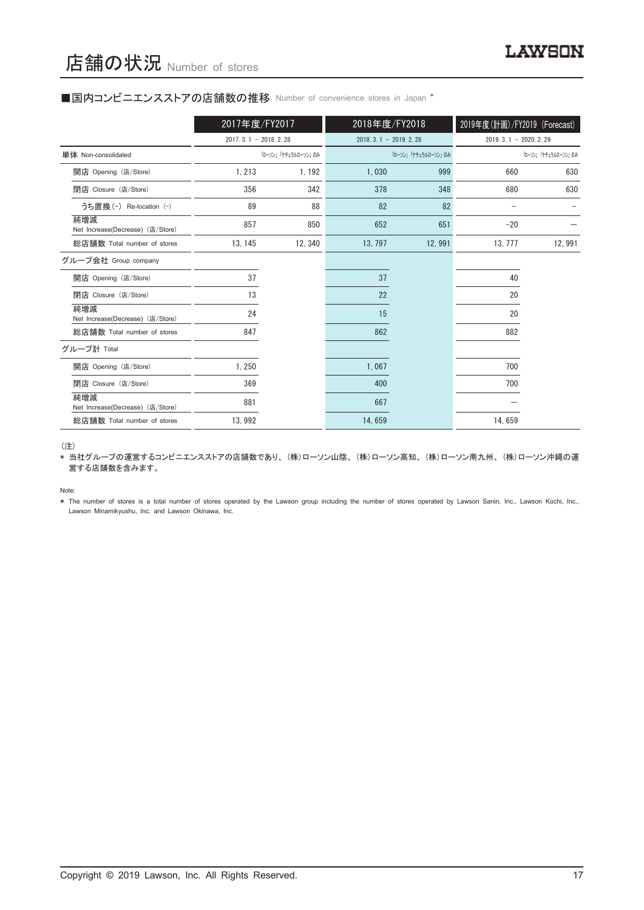# 店舗の状況 Number of stores

## ■国内コンビニエンスストアの店舗数の推移 Number of convenience stores in Japan *

| | 2017年度/FY2017 | | 2018年度/FY2018 | | 2019年度(計画)/FY2019 (Forecast) | |
|---|---|---|---|---|---|---|
| | 2017. 3. 1 － 2018. 2. 28 | 「ローソン」「ナチュラルローソン」のみ | 2018. 3. 1 － 2019. 2. 28 | 「ローソン」「ナチュラルローソン」のみ | 2019. 3. 1 － 2020. 2. 29 | 「ローソン」「ナチュラルローソン」のみ |
| **単体 Non-consolidated** | | | | | | |
| 開店 Opening (店/Store) | 1, 213 | 1, 192 | 1, 030 | 999 | 660 | 630 |
| 閉店 Closure (店/Store) | 356 | 342 | 378 | 348 | 680 | 630 |
| うち置換(-) Re-location (-) | 89 | 88 | 82 | 82 | – | – |
| 純増減 Net Increase(Decrease) (店/Store) | 857 | 850 | 652 | 651 | −20 | — |
| 総店舗数 Total number of stores | 13, 145 | 12, 340 | 13, 797 | 12, 991 | 13, 777 | 12, 991 |
| **グループ会社 Group company** | | | | | | |
| 開店 Opening (店/Store) | 37 | | 37 | | 40 | |
| 閉店 Closure (店/Store) | 13 | | 22 | | 20 | |
| 純増減 Net Increase(Decrease) (店/Store) | 24 | | 15 | | 20 | |
| 総店舗数 Total number of stores | 847 | | 862 | | 882 | |
| **グループ計 Total** | | | | | | |
| 開店 Opening (店/Store) | 1, 250 | | 1, 067 | | 700 | |
| 閉店 Closure (店/Store) | 369 | | 400 | | 700 | |
| 純増減 Net Increase(Decrease) (店/Store) | 881 | | 667 | | — | |
| 総店舗数 Total number of stores | 13, 992 | | 14, 659 | | 14, 659 | |

(注)

* 当社グループの運営するコンビニエンスストアの店舗数であり、(株)ローソン山陰、(株)ローソン高知、(株)ローソン南九州、(株)ローソン沖縄の運営する店舗数を含みます。

Note:

* The number of stores is a total number of stores operated by the Lawson group including the number of stores operated by Lawson Sanin, Inc., Lawson Kochi, Inc., Lawson Minamikyushu, Inc. and Lawson Okinawa, Inc.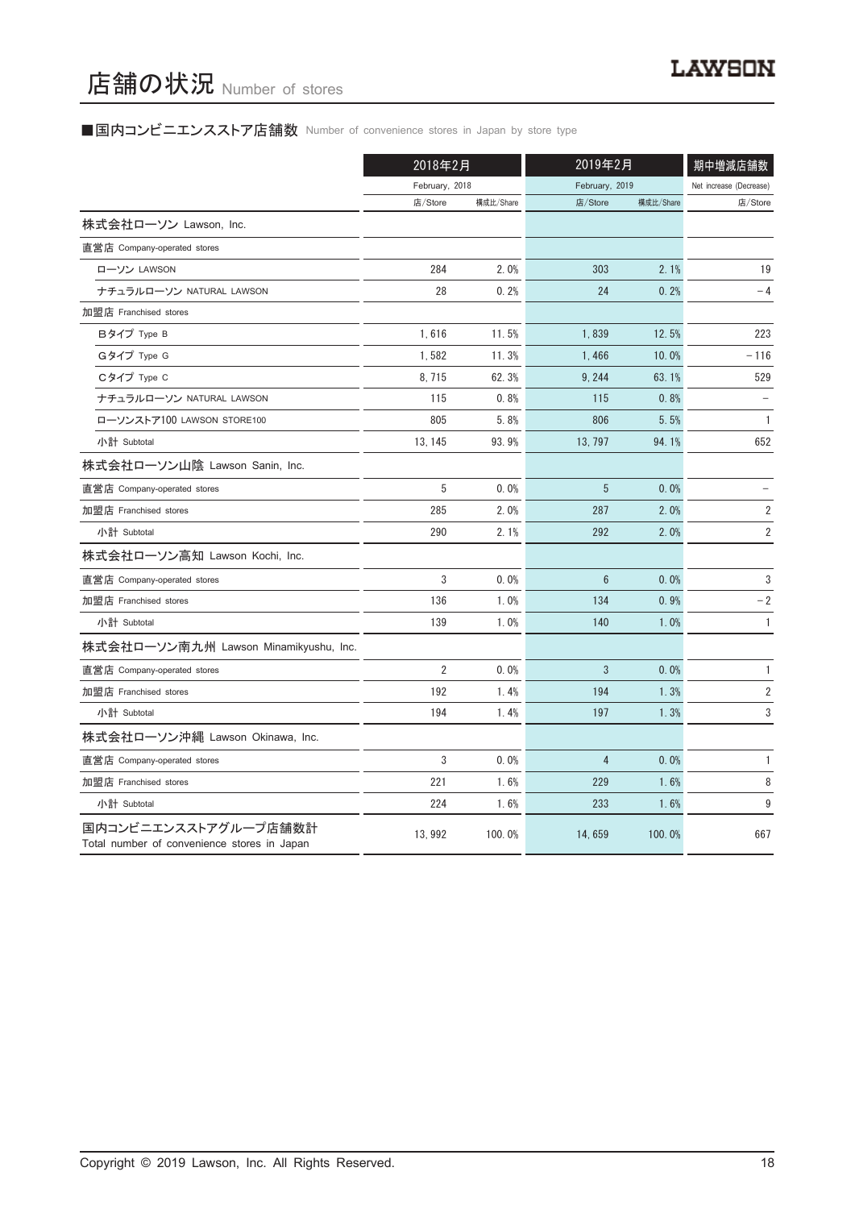# 店舗の状況 Number of stores

## ■国内コンビニエンスストア店舗数 Number of convenience stores in Japan by store type

| | 2018年2月 February, 2018 | | 2019年2月 February, 2019 | | 期中増減店舗数 Net increase (Decrease) |
|---|---|---|---|---|---|
| | 店/Store | 構成比/Share | 店/Store | 構成比/Share | 店/Store |
| 株式会社ローソン Lawson, Inc. | | | | | |
| 直営店 Company-operated stores | | | | | |
| ローソン LAWSON | 284 | 2.0% | 303 | 2.1% | 19 |
| ナチュラルローソン NATURAL LAWSON | 28 | 0.2% | 24 | 0.2% | –4 |
| 加盟店 Franchised stores | | | | | |
| Bタイプ Type B | 1,616 | 11.5% | 1,839 | 12.5% | 223 |
| Gタイプ Type G | 1,582 | 11.3% | 1,466 | 10.0% | –116 |
| Cタイプ Type C | 8,715 | 62.3% | 9,244 | 63.1% | 529 |
| ナチュラルローソン NATURAL LAWSON | 115 | 0.8% | 115 | 0.8% | – |
| ローソンストア100 LAWSON STORE100 | 805 | 5.8% | 806 | 5.5% | 1 |
| 小計 Subtotal | 13,145 | 93.9% | 13,797 | 94.1% | 652 |
| 株式会社ローソン山陰 Lawson Sanin, Inc. | | | | | |
| 直営店 Company-operated stores | 5 | 0.0% | 5 | 0.0% | – |
| 加盟店 Franchised stores | 285 | 2.0% | 287 | 2.0% | 2 |
| 小計 Subtotal | 290 | 2.1% | 292 | 2.0% | 2 |
| 株式会社ローソン高知 Lawson Kochi, Inc. | | | | | |
| 直営店 Company-operated stores | 3 | 0.0% | 6 | 0.0% | 3 |
| 加盟店 Franchised stores | 136 | 1.0% | 134 | 0.9% | –2 |
| 小計 Subtotal | 139 | 1.0% | 140 | 1.0% | 1 |
| 株式会社ローソン南九州 Lawson Minamikyushu, Inc. | | | | | |
| 直営店 Company-operated stores | 2 | 0.0% | 3 | 0.0% | 1 |
| 加盟店 Franchised stores | 192 | 1.4% | 194 | 1.3% | 2 |
| 小計 Subtotal | 194 | 1.4% | 197 | 1.3% | 3 |
| 株式会社ローソン沖縄 Lawson Okinawa, Inc. | | | | | |
| 直営店 Company-operated stores | 3 | 0.0% | 4 | 0.0% | 1 |
| 加盟店 Franchised stores | 221 | 1.6% | 229 | 1.6% | 8 |
| 小計 Subtotal | 224 | 1.6% | 233 | 1.6% | 9 |
| 国内コンビニエンスストアグループ店舗数計 Total number of convenience stores in Japan | 13,992 | 100.0% | 14,659 | 100.0% | 667 |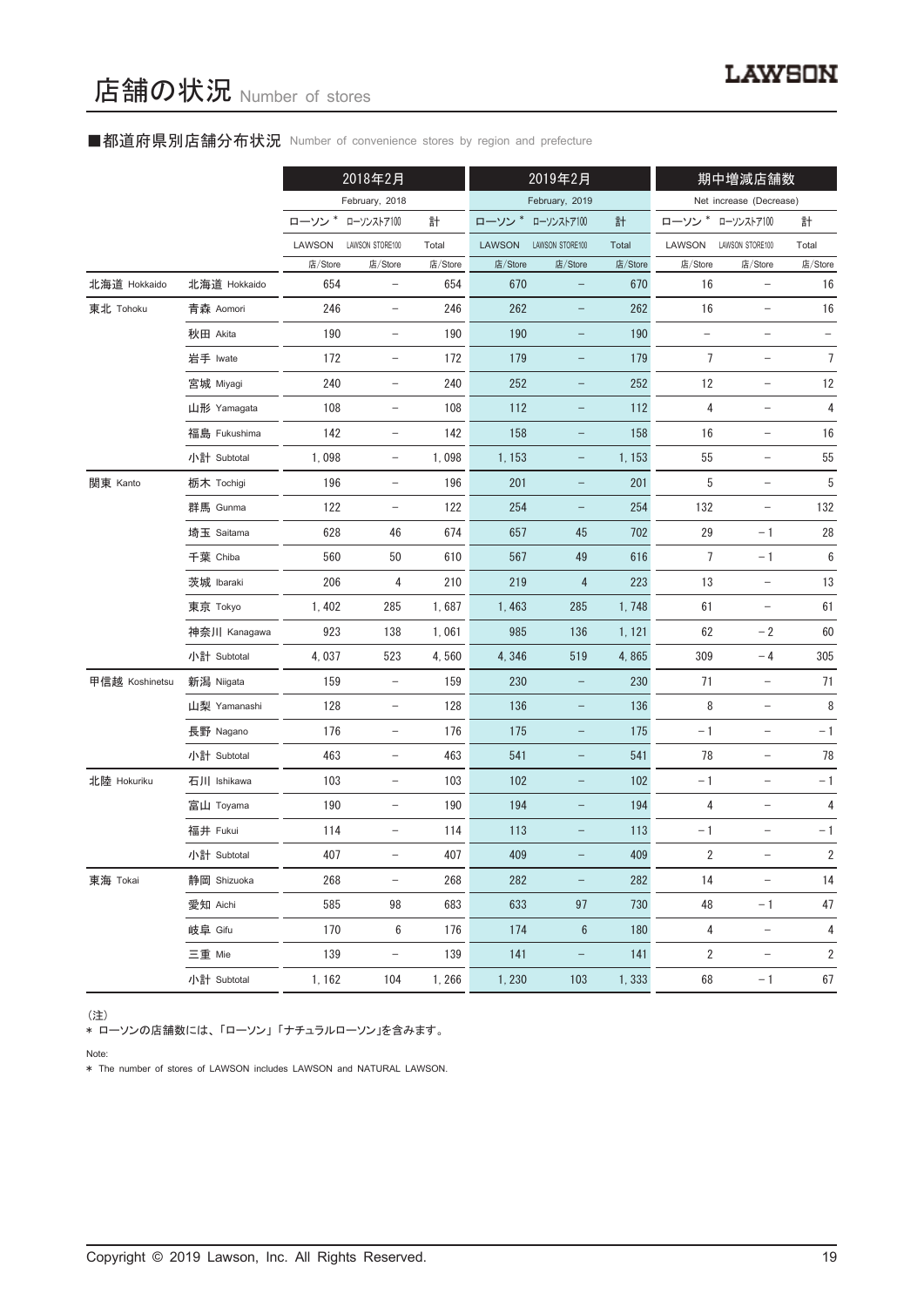# 店舗の状況 Number of stores

■都道府県別店舗分布状況 Number of convenience stores by region and prefecture

| | | 2018年2月 February, 2018 | | | 2019年2月 February, 2019 | | | 期中増減店舗数 Net increase (Decrease) | | |
|---|---|---|---|---|---|---|---|---|---|---|
| | | ローソン* LAWSON | ローソンストア100 LAWSON STORE100 | 計 Total | ローソン* LAWSON | ローソンストア100 LAWSON STORE100 | 計 Total | ローソン* LAWSON | ローソンストア100 LAWSON STORE100 | 計 Total |
| | | 店/Store | 店/Store | 店/Store | 店/Store | 店/Store | 店/Store | 店/Store | 店/Store | 店/Store |
| 北海道 Hokkaido | 北海道 Hokkaido | 654 | – | 654 | 670 | – | 670 | 16 | – | 16 |
| 東北 Tohoku | 青森 Aomori | 246 | – | 246 | 262 | – | 262 | 16 | – | 16 |
| | 秋田 Akita | 190 | – | 190 | 190 | – | 190 | – | – | – |
| | 岩手 Iwate | 172 | – | 172 | 179 | – | 179 | 7 | – | 7 |
| | 宮城 Miyagi | 240 | – | 240 | 252 | – | 252 | 12 | – | 12 |
| | 山形 Yamagata | 108 | – | 108 | 112 | – | 112 | 4 | – | 4 |
| | 福島 Fukushima | 142 | – | 142 | 158 | – | 158 | 16 | – | 16 |
| | 小計 Subtotal | 1,098 | – | 1,098 | 1,153 | – | 1,153 | 55 | – | 55 |
| 関東 Kanto | 栃木 Tochigi | 196 | – | 196 | 201 | – | 201 | 5 | – | 5 |
| | 群馬 Gunma | 122 | – | 122 | 254 | – | 254 | 132 | – | 132 |
| | 埼玉 Saitama | 628 | 46 | 674 | 657 | 45 | 702 | 29 | −1 | 28 |
| | 千葉 Chiba | 560 | 50 | 610 | 567 | 49 | 616 | 7 | −1 | 6 |
| | 茨城 Ibaraki | 206 | 4 | 210 | 219 | 4 | 223 | 13 | – | 13 |
| | 東京 Tokyo | 1,402 | 285 | 1,687 | 1,463 | 285 | 1,748 | 61 | – | 61 |
| | 神奈川 Kanagawa | 923 | 138 | 1,061 | 985 | 136 | 1,121 | 62 | −2 | 60 |
| | 小計 Subtotal | 4,037 | 523 | 4,560 | 4,346 | 519 | 4,865 | 309 | −4 | 305 |
| 甲信越 Koshinetsu | 新潟 Niigata | 159 | – | 159 | 230 | – | 230 | 71 | – | 71 |
| | 山梨 Yamanashi | 128 | – | 128 | 136 | – | 136 | 8 | – | 8 |
| | 長野 Nagano | 176 | – | 176 | 175 | – | 175 | −1 | – | −1 |
| | 小計 Subtotal | 463 | – | 463 | 541 | – | 541 | 78 | – | 78 |
| 北陸 Hokuriku | 石川 Ishikawa | 103 | – | 103 | 102 | – | 102 | −1 | – | −1 |
| | 富山 Toyama | 190 | – | 190 | 194 | – | 194 | 4 | – | 4 |
| | 福井 Fukui | 114 | – | 114 | 113 | – | 113 | −1 | – | −1 |
| | 小計 Subtotal | 407 | – | 407 | 409 | – | 409 | 2 | – | 2 |
| 東海 Tokai | 静岡 Shizuoka | 268 | – | 268 | 282 | – | 282 | 14 | – | 14 |
| | 愛知 Aichi | 585 | 98 | 683 | 633 | 97 | 730 | 48 | −1 | 47 |
| | 岐阜 Gifu | 170 | 6 | 176 | 174 | 6 | 180 | 4 | – | 4 |
| | 三重 Mie | 139 | – | 139 | 141 | – | 141 | 2 | – | 2 |
| | 小計 Subtotal | 1,162 | 104 | 1,266 | 1,230 | 103 | 1,333 | 68 | −1 | 67 |

（注）
* ローソンの店舗数には、「ローソン」「ナチュラルローソン」を含みます。

Note:
* The number of stores of LAWSON includes LAWSON and NATURAL LAWSON.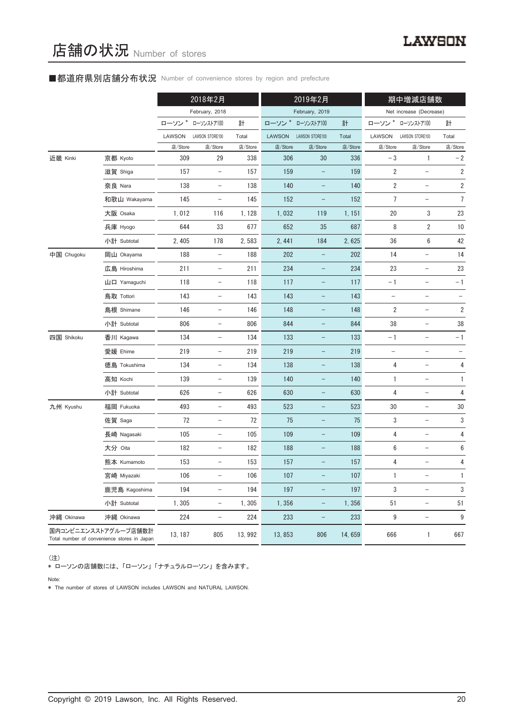# 店舗の状況 Number of stores

## ■都道府県別店舗分布状況 Number of convenience stores by region and prefecture

| | | 2018年2月 February, 2018 | | | 2019年2月 February, 2019 | | | 期中増減店舗数 Net increase (Decrease) | | |
|---|---|---|---|---|---|---|---|---|---|---|
| | | ローソン * LAWSON | ローソンストア100 LAWSON STORE100 | 計 Total | ローソン * LAWSON | ローソンストア100 LAWSON STORE100 | 計 Total | ローソン * LAWSON | ローソンストア100 LAWSON STORE100 | 計 Total |
| | | 店/Store | 店/Store | 店/Store | 店/Store | 店/Store | 店/Store | 店/Store | 店/Store | 店/Store |
| 近畿 Kinki | 京都 Kyoto | 309 | 29 | 338 | 306 | 30 | 336 | －3 | 1 | －2 |
| | 滋賀 Shiga | 157 | － | 157 | 159 | － | 159 | 2 | － | 2 |
| | 奈良 Nara | 138 | － | 138 | 140 | － | 140 | 2 | － | 2 |
| | 和歌山 Wakayama | 145 | － | 145 | 152 | － | 152 | 7 | － | 7 |
| | 大阪 Osaka | 1,012 | 116 | 1,128 | 1,032 | 119 | 1,151 | 20 | 3 | 23 |
| | 兵庫 Hyogo | 644 | 33 | 677 | 652 | 35 | 687 | 8 | 2 | 10 |
| | 小計 Subtotal | 2,405 | 178 | 2,583 | 2,441 | 184 | 2,625 | 36 | 6 | 42 |
| 中国 Chugoku | 岡山 Okayama | 188 | － | 188 | 202 | － | 202 | 14 | － | 14 |
| | 広島 Hiroshima | 211 | － | 211 | 234 | － | 234 | 23 | － | 23 |
| | 山口 Yamaguchi | 118 | － | 118 | 117 | － | 117 | －1 | － | －1 |
| | 鳥取 Tottori | 143 | － | 143 | 143 | － | 143 | － | － | － |
| | 島根 Shimane | 146 | － | 146 | 148 | － | 148 | 2 | － | 2 |
| | 小計 Subtotal | 806 | － | 806 | 844 | － | 844 | 38 | － | 38 |
| 四国 Shikoku | 香川 Kagawa | 134 | － | 134 | 133 | － | 133 | －1 | － | －1 |
| | 愛媛 Ehime | 219 | － | 219 | 219 | － | 219 | － | － | － |
| | 徳島 Tokushima | 134 | － | 134 | 138 | － | 138 | 4 | － | 4 |
| | 高知 Kochi | 139 | － | 139 | 140 | － | 140 | 1 | － | 1 |
| | 小計 Subtotal | 626 | － | 626 | 630 | － | 630 | 4 | － | 4 |
| 九州 Kyushu | 福岡 Fukuoka | 493 | － | 493 | 523 | － | 523 | 30 | － | 30 |
| | 佐賀 Saga | 72 | － | 72 | 75 | － | 75 | 3 | － | 3 |
| | 長崎 Nagasaki | 105 | － | 105 | 109 | － | 109 | 4 | － | 4 |
| | 大分 Oita | 182 | － | 182 | 188 | － | 188 | 6 | － | 6 |
| | 熊本 Kumamoto | 153 | － | 153 | 157 | － | 157 | 4 | － | 4 |
| | 宮崎 Miyazaki | 106 | － | 106 | 107 | － | 107 | 1 | － | 1 |
| | 鹿児島 Kagoshima | 194 | － | 194 | 197 | － | 197 | 3 | － | 3 |
| | 小計 Subtotal | 1,305 | － | 1,305 | 1,356 | － | 1,356 | 51 | － | 51 |
| 沖縄 Okinawa | 沖縄 Okinawa | 224 | － | 224 | 233 | － | 233 | 9 | － | 9 |
| 国内コンビニエンスストアグループ店舗数計 Total number of convenience stores in Japan | | 13,187 | 805 | 13,992 | 13,853 | 806 | 14,659 | 666 | 1 | 667 |

（注）
* ローソンの店舗数には、「ローソン」「ナチュラルローソン」を含みます。

Note:
* The number of stores of LAWSON includes LAWSON and NATURAL LAWSON.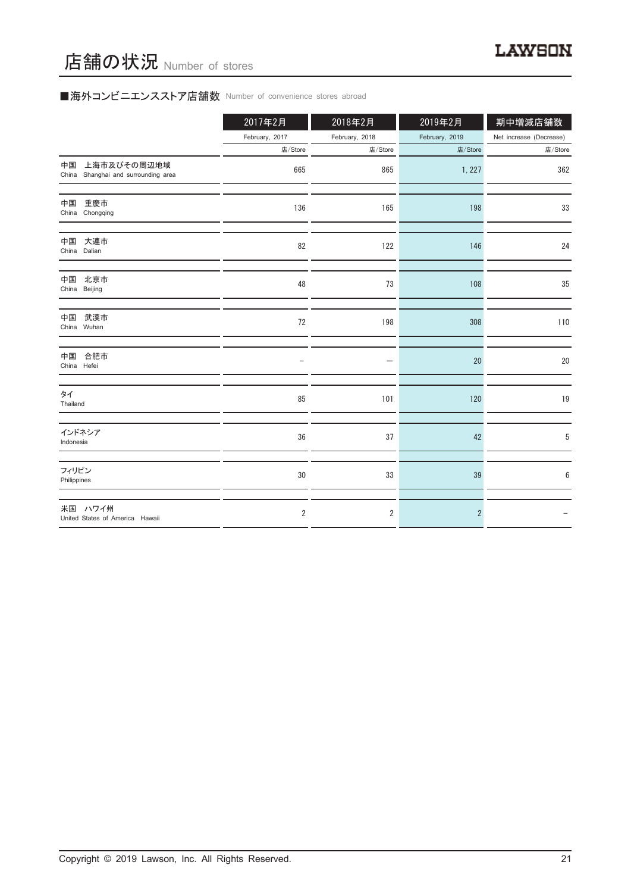# 店舗の状況 Number of stores

## ■海外コンビニエンスストア店舗数 Number of convenience stores abroad

| | 2017年2月<br>February, 2017<br>店/Store | 2018年2月<br>February, 2018<br>店/Store | 2019年2月<br>February, 2019<br>店/Store | 期中増減店舗数<br>Net increase (Decrease)<br>店/Store |
|---|---|---|---|---|
| 中国　上海市及びその周辺地域<br>China　Shanghai and surrounding area | 665 | 865 | 1, 227 | 362 |
| 中国　重慶市<br>China　Chongqing | 136 | 165 | 198 | 33 |
| 中国　大連市<br>China　Dalian | 82 | 122 | 146 | 24 |
| 中国　北京市<br>China　Beijing | 48 | 73 | 108 | 35 |
| 中国　武漢市<br>China　Wuhan | 72 | 198 | 308 | 110 |
| 中国　合肥市<br>China　Hefei | – | – | 20 | 20 |
| タイ<br>Thailand | 85 | 101 | 120 | 19 |
| インドネシア<br>Indonesia | 36 | 37 | 42 | 5 |
| フィリピン<br>Philippines | 30 | 33 | 39 | 6 |
| 米国　ハワイ州<br>United States of America　Hawaii | 2 | 2 | 2 | – |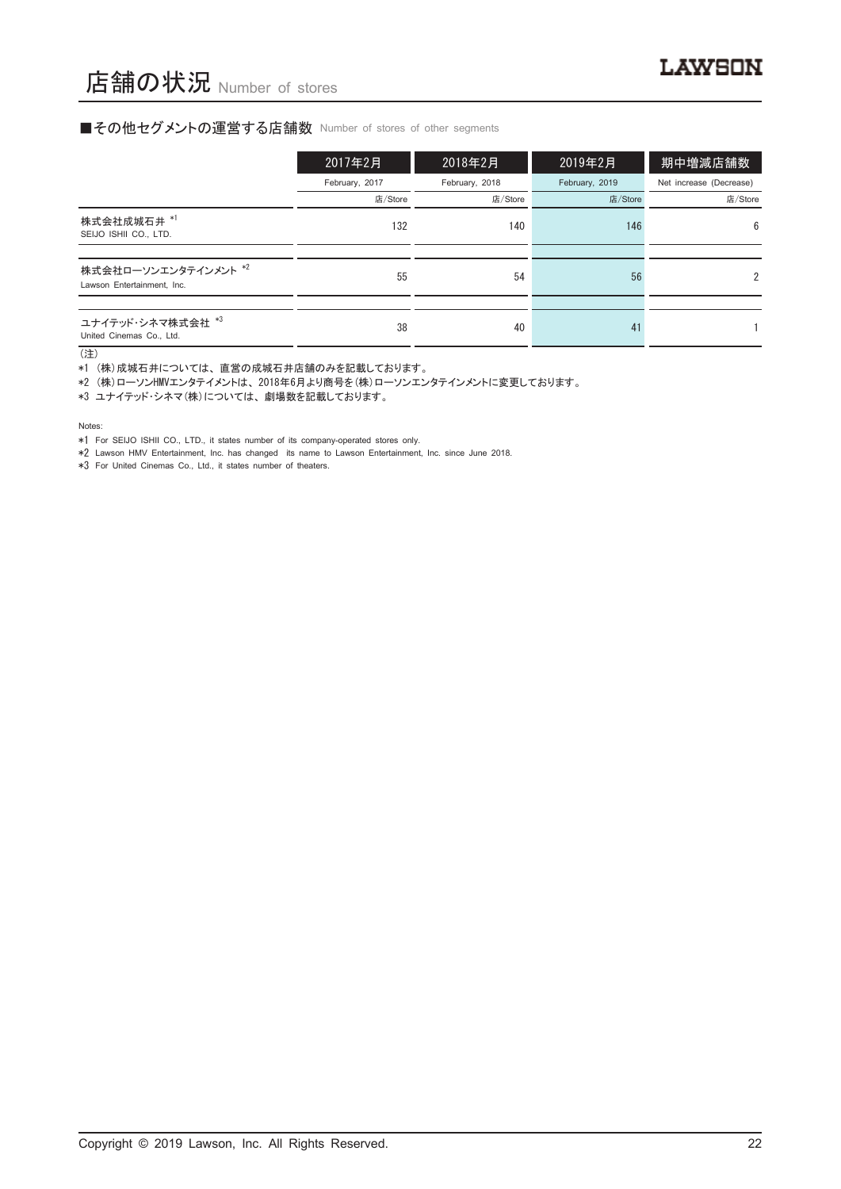# 店舗の状況 Number of stores

## ■その他セグメントの運営する店舗数 Number of stores of other segments

| | 2017年2月<br>February, 2017<br>店/Store | 2018年2月<br>February, 2018<br>店/Store | 2019年2月<br>February, 2019<br>店/Store | 期中増減店舗数<br>Net increase (Decrease)<br>店/Store |
|---|---|---|---|---|
| 株式会社成城石井 *1<br>SEIJO ISHII CO., LTD. | 132 | 140 | 146 | 6 |
| 株式会社ローソンエンタテインメント *2<br>Lawson Entertainment, Inc. | 55 | 54 | 56 | 2 |
| ユナイテッド･シネマ株式会社 *3<br>United Cinemas Co., Ltd. | 38 | 40 | 41 | 1 |

（注）

*1 （株）成城石井については、直営の成城石井店舗のみを記載しております。

*2 （株）ローソンHMVエンタテイメントは、2018年6月より商号を（株）ローソンエンタテインメントに変更しております。

*3 ユナイテッド･シネマ（株）については、劇場数を記載しております。

Notes:

*1 For SEIJO ISHII CO., LTD., it states number of its company-operated stores only.

*2 Lawson HMV Entertainment, Inc. has changed its name to Lawson Entertainment, Inc. since June 2018.

*3 For United Cinemas Co., Ltd., it states number of theaters.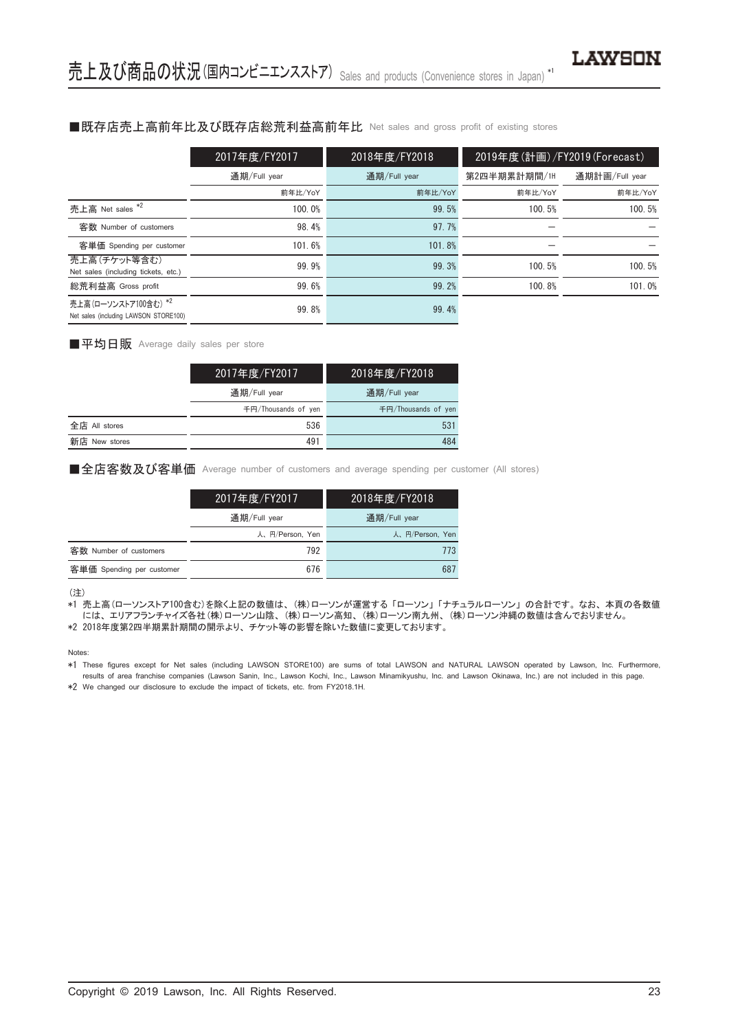# 売上及び商品の状況(国内コンビニエンスストア) Sales and products (Convenience stores in Japan) *1

## ■既存店売上高前年比及び既存店総荒利益高前年比 Net sales and gross profit of existing stores

| | 2017年度/FY2017 | 2018年度/FY2018 | 2019年度(計画)/FY2019(Forecast) | |
|---|---|---|---|---|
| | 通期/Full year | 通期/Full year | 第2四半期累計期間/1H | 通期計画/Full year |
| | 前年比/YoY | 前年比/YoY | 前年比/YoY | 前年比/YoY |
| 売上高 Net sales *2 | 100.0% | 99.5% | 100.5% | 100.5% |
| 客数 Number of customers | 98.4% | 97.7% | ― | ― |
| 客単価 Spending per customer | 101.6% | 101.8% | ― | ― |
| 売上高(チケット等含む) Net sales (including tickets, etc.) | 99.9% | 99.3% | 100.5% | 100.5% |
| 総荒利益高 Gross profit | 99.6% | 99.2% | 100.8% | 101.0% |
| 売上高(ローソンストア100含む) *2 Net sales (including LAWSON STORE100) | 99.8% | 99.4% | | |

## ■平均日販 Average daily sales per store

| | 2017年度/FY2017 | 2018年度/FY2018 |
|---|---|---|
| | 通期/Full year | 通期/Full year |
| | 千円/Thousands of yen | 千円/Thousands of yen |
| 全店 All stores | 536 | 531 |
| 新店 New stores | 491 | 484 |

## ■全店客数及び客単価 Average number of customers and average spending per customer (All stores)

| | 2017年度/FY2017 | 2018年度/FY2018 |
|---|---|---|
| | 通期/Full year | 通期/Full year |
| | 人、円/Person, Yen | 人、円/Person, Yen |
| 客数 Number of customers | 792 | 773 |
| 客単価 Spending per customer | 676 | 687 |

(注)

*1 売上高(ローソンストア100含む)を除く上記の数値は、(株)ローソンが運営する「ローソン」「ナチュラルローソン」の合計です。なお、本頁の各数値には、エリアフランチャイズ各社(株)ローソン山陰、(株)ローソン高知、(株)ローソン南九州、(株)ローソン沖縄の数値は含んでおりません。

*2 2018年度第2四半期累計期間の開示より、チケット等の影響を除いた数値に変更しております。

Notes:

*1 These figures except for Net sales (including LAWSON STORE100) are sums of total LAWSON and NATURAL LAWSON operated by Lawson, Inc. Furthermore, results of area franchise companies (Lawson Sanin, Inc., Lawson Kochi, Inc., Lawson Minamikyushu, Inc. and Lawson Okinawa, Inc.) are not included in this page.

*2 We changed our disclosure to exclude the impact of tickets, etc. from FY2018.1H.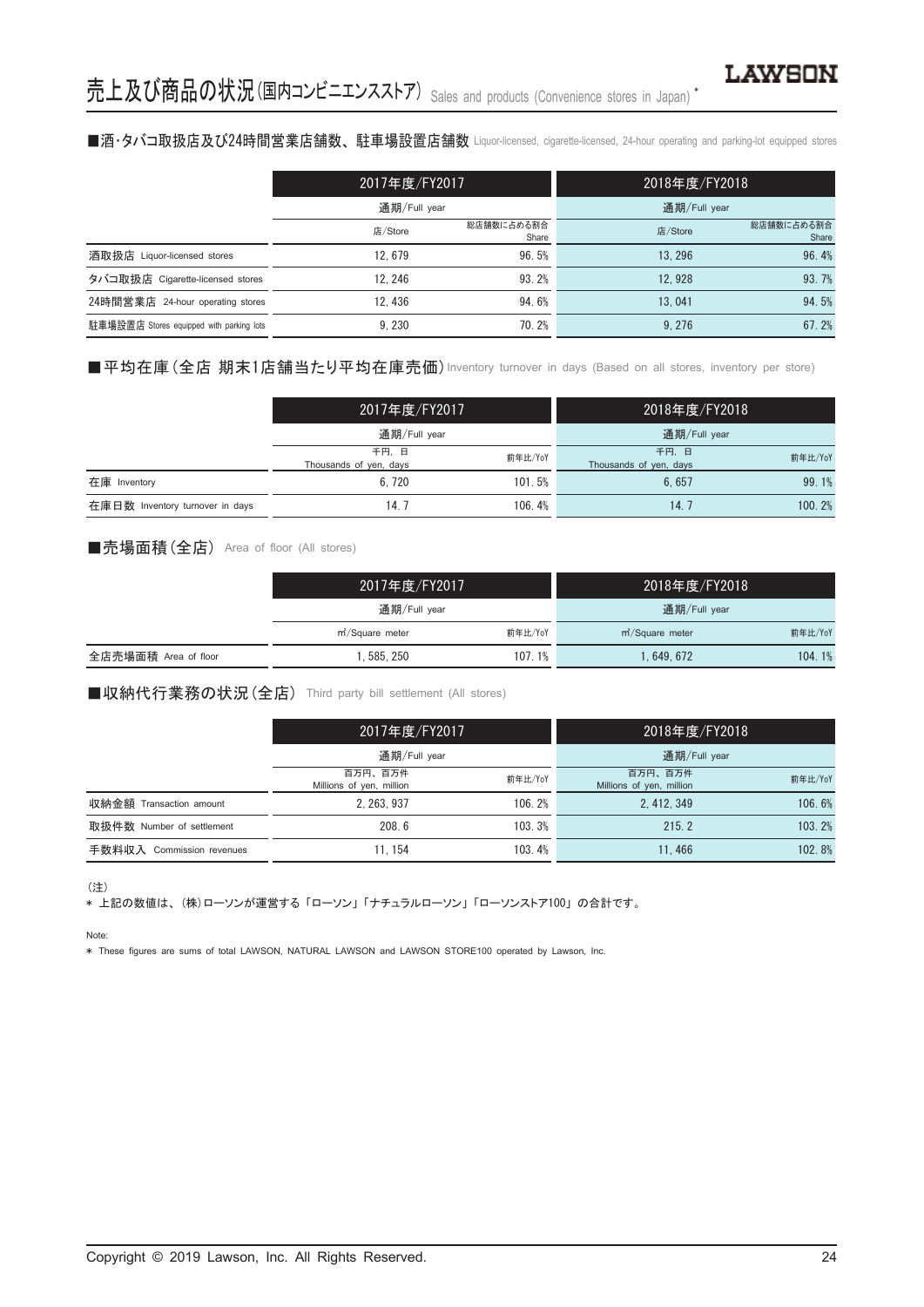# 売上及び商品の状況(国内コンビニエンスストア) Sales and products (Convenience stores in Japan) *

## ■酒･タバコ取扱店及び24時間営業店舗数、駐車場設置店舗数 Liquor-licensed, cigarette-licensed, 24-hour operating and parking-lot equipped stores

| | 2017年度/FY2017 | | 2018年度/FY2018 | |
|---|---|---|---|---|
| | 通期/Full year | | 通期/Full year | |
| | 店/Store | 総店舗数に占める割合 Share | 店/Store | 総店舗数に占める割合 Share |
| 酒取扱店 Liquor-licensed stores | 12, 679 | 96. 5% | 13, 296 | 96. 4% |
| タバコ取扱店 Cigarette-licensed stores | 12, 246 | 93. 2% | 12, 928 | 93. 7% |
| 24時間営業店 24-hour operating stores | 12, 436 | 94. 6% | 13, 041 | 94. 5% |
| 駐車場設置店 Stores equipped with parking lots | 9, 230 | 70. 2% | 9, 276 | 67. 2% |

## ■平均在庫(全店 期末1店舗当たり平均在庫売価) Inventory turnover in days (Based on all stores, inventory per store)

| | 2017年度/FY2017 | | 2018年度/FY2018 | |
|---|---|---|---|---|
| | 通期/Full year | | 通期/Full year | |
| | 千円、日 Thousands of yen, days | 前年比/YoY | 千円、日 Thousands of yen, days | 前年比/YoY |
| 在庫 Inventory | 6, 720 | 101. 5% | 6, 657 | 99. 1% |
| 在庫日数 Inventory turnover in days | 14. 7 | 106. 4% | 14. 7 | 100. 2% |

## ■売場面積(全店) Area of floor (All stores)

| | 2017年度/FY2017 | | 2018年度/FY2018 | |
|---|---|---|---|---|
| | 通期/Full year | | 通期/Full year | |
| | ㎡/Square meter | 前年比/YoY | ㎡/Square meter | 前年比/YoY |
| 全店売場面積 Area of floor | 1, 585, 250 | 107. 1% | 1, 649, 672 | 104. 1% |

## ■収納代行業務の状況(全店) Third party bill settlement (All stores)

| | 2017年度/FY2017 | | 2018年度/FY2018 | |
|---|---|---|---|---|
| | 通期/Full year | | 通期/Full year | |
| | 百万円、百万件 Millions of yen, million | 前年比/YoY | 百万円、百万件 Millions of yen, million | 前年比/YoY |
| 収納金額 Transaction amount | 2, 263, 937 | 106. 2% | 2, 412, 349 | 106. 6% |
| 取扱件数 Number of settlement | 208. 6 | 103. 3% | 215. 2 | 103. 2% |
| 手数料収入 Commission revenues | 11, 154 | 103. 4% | 11, 466 | 102. 8% |

(注)
* 上記の数値は、(株)ローソンが運営する「ローソン」「ナチュラルローソン」「ローソンストア100」の合計です。

Note:
* These figures are sums of total LAWSON, NATURAL LAWSON and LAWSON STORE100 operated by Lawson, Inc.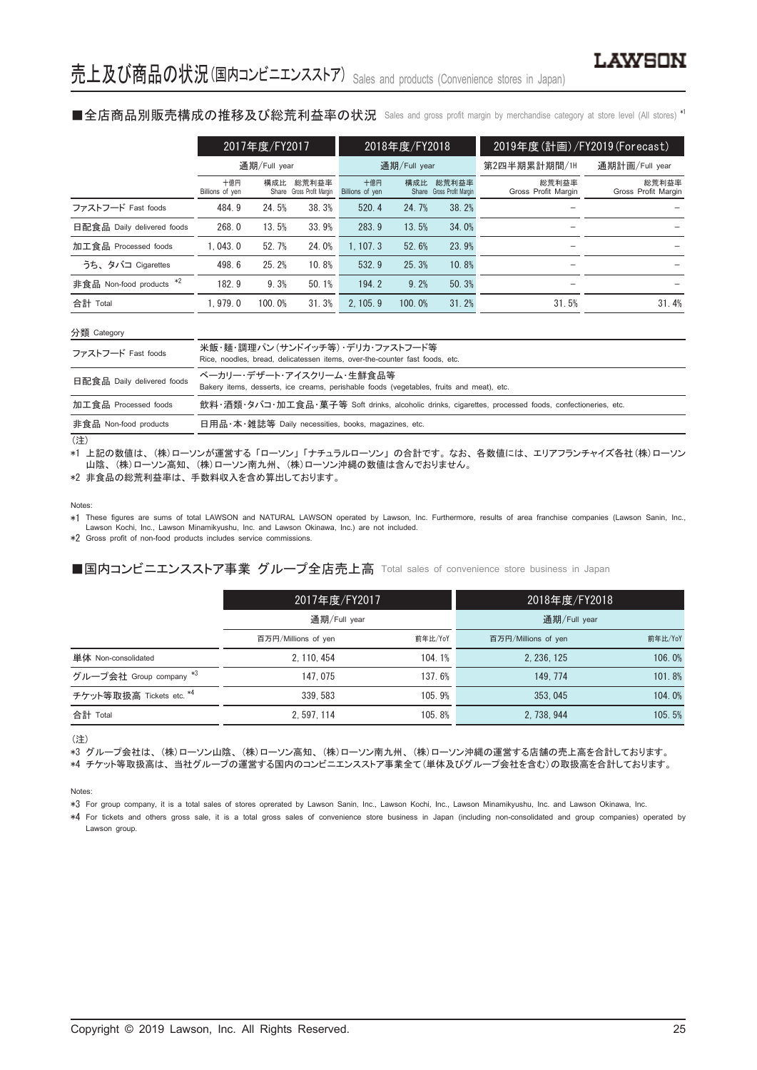# 売上及び商品の状況(国内コンビニエンスストア) Sales and products (Convenience stores in Japan)

## ■全店商品別販売構成の推移及び総荒利益率の状況 Sales and gross profit margin by merchandise category at store level (All stores) *1

| | 2017年度/FY2017 | | | 2018年度/FY2018 | | | 2019年度(計画)/FY2019(Forecast) | |
|---|---|---|---|---|---|---|---|---|
| | 通期/Full year | | | 通期/Full year | | | 第2四半期累計期間/1H | 通期計画/Full year |
| | 十億円 Billions of yen | 構成比 Share | 総荒利益率 Gross Profit Margin | 十億円 Billions of yen | 構成比 Share | 総荒利益率 Gross Profit Margin | 総荒利益率 Gross Profit Margin | 総荒利益率 Gross Profit Margin |
| ファストフード Fast foods | 484. 9 | 24. 5% | 38. 3% | 520. 4 | 24. 7% | 38. 2% | – | – |
| 日配食品 Daily delivered foods | 268. 0 | 13. 5% | 33. 9% | 283. 9 | 13. 5% | 34. 0% | – | – |
| 加工食品 Processed foods | 1, 043. 0 | 52. 7% | 24. 0% | 1, 107. 3 | 52. 6% | 23. 9% | – | – |
| うち、タバコ Cigarettes | 498. 6 | 25. 2% | 10. 8% | 532. 9 | 25. 3% | 10. 8% | – | – |
| 非食品 Non-food products *2 | 182. 9 | 9. 3% | 50. 1% | 194. 2 | 9. 2% | 50. 3% | – | – |
| 合計 Total | 1, 979. 0 | 100. 0% | 31. 3% | 2, 105. 9 | 100. 0% | 31. 2% | 31. 5% | 31. 4% |

分類 Category

| | |
|---|---|
| ファストフード Fast foods | 米飯・麺・調理パン(サンドイッチ等)・デリカ・ファストフード等 Rice, noodles, bread, delicatessen items, over-the-counter fast foods, etc. |
| 日配食品 Daily delivered foods | ベーカリー・デザート・アイスクリーム・生鮮食品等 Bakery items, desserts, ice creams, perishable foods (vegetables, fruits and meat), etc. |
| 加工食品 Processed foods | 飲料・酒類・タバコ・加工食品・菓子等 Soft drinks, alcoholic drinks, cigarettes, processed foods, confectioneries, etc. |
| 非食品 Non-food products | 日用品・本・雑誌等 Daily necessities, books, magazines, etc. |

(注)

*1 上記の数値は、(株)ローソンが運営する「ローソン」「ナチュラルローソン」の合計です。なお、各数値には、エリアフランチャイズ各社(株)ローソン山陰、(株)ローソン高知、(株)ローソン南九州、(株)ローソン沖縄の数値は含んでおりません。

*2 非食品の総荒利益率は、手数料収入を含め算出しております。

Notes:

*1 These figures are sums of total LAWSON and NATURAL LAWSON operated by Lawson, Inc. Furthermore, results of area franchise companies (Lawson Sanin, Inc., Lawson Kochi, Inc., Lawson Minamikyushu, Inc. and Lawson Okinawa, Inc.) are not included.

*2 Gross profit of non-food products includes service commissions.

## ■国内コンビニエンスストア事業 グループ全店売上高 Total sales of convenience store business in Japan

| | 2017年度/FY2017 | | 2018年度/FY2018 | |
|---|---|---|---|---|
| | 通期/Full year | | 通期/Full year | |
| | 百万円/Millions of yen | 前年比/YoY | 百万円/Millions of yen | 前年比/YoY |
| 単体 Non-consolidated | 2, 110, 454 | 104. 1% | 2, 236, 125 | 106. 0% |
| グループ会社 Group company *3 | 147, 075 | 137. 6% | 149, 774 | 101. 8% |
| チケット等取扱高 Tickets etc. *4 | 339, 583 | 105. 9% | 353, 045 | 104. 0% |
| 合計 Total | 2, 597, 114 | 105. 8% | 2, 738, 944 | 105. 5% |

(注)

*3 グループ会社は、(株)ローソン山陰、(株)ローソン高知、(株)ローソン南九州、(株)ローソン沖縄の運営する店舗の売上高を合計しております。

*4 チケット等取扱高は、当社グループの運営する国内のコンビニエンスストア事業全て(単体及びグループ会社を含む)の取扱高を合計しております。

Notes:

*3 For group company, it is a total sales of stores oprerated by Lawson Sanin, Inc., Lawson Kochi, Inc., Lawson Minamikyushu, Inc. and Lawson Okinawa, Inc.

*4 For tickets and others gross sale, it is a total gross sales of convenience store business in Japan (including non-consolidated and group companies) operated by Lawson group.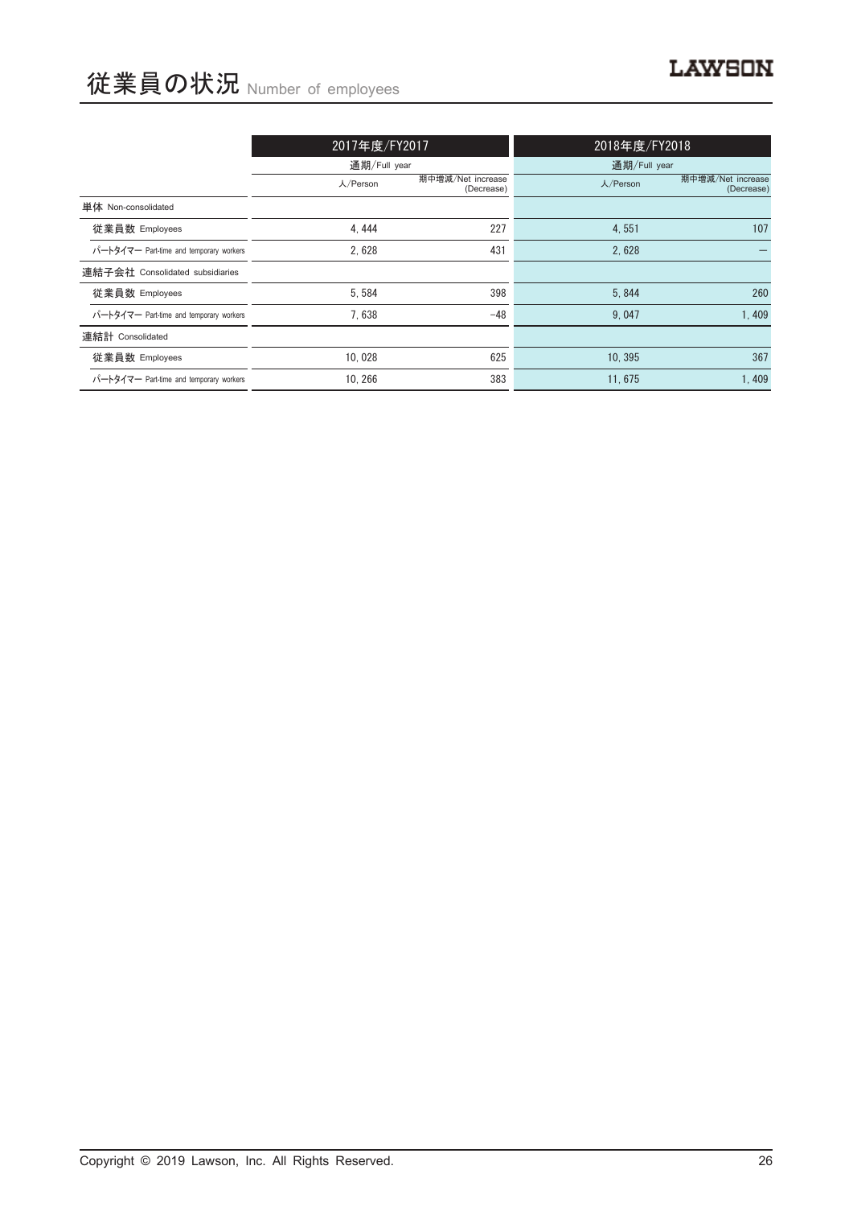# 従業員の状況 Number of employees

| | 2017年度/FY2017 | | 2018年度/FY2018 | |
|---|---|---|---|---|
| | 通期/Full year | | 通期/Full year | |
| | 人/Person | 期中増減/Net increase (Decrease) | 人/Person | 期中増減/Net increase (Decrease) |
| 単体 Non-consolidated | | | | |
| 従業員数 Employees | 4, 444 | 227 | 4, 551 | 107 |
| パートタイマー Part-time and temporary workers | 2, 628 | 431 | 2, 628 | – |
| 連結子会社 Consolidated subsidiaries | | | | |
| 従業員数 Employees | 5, 584 | 398 | 5, 844 | 260 |
| パートタイマー Part-time and temporary workers | 7, 638 | −48 | 9, 047 | 1, 409 |
| 連結計 Consolidated | | | | |
| 従業員数 Employees | 10, 028 | 625 | 10, 395 | 367 |
| パートタイマー Part-time and temporary workers | 10, 266 | 383 | 11, 675 | 1, 409 |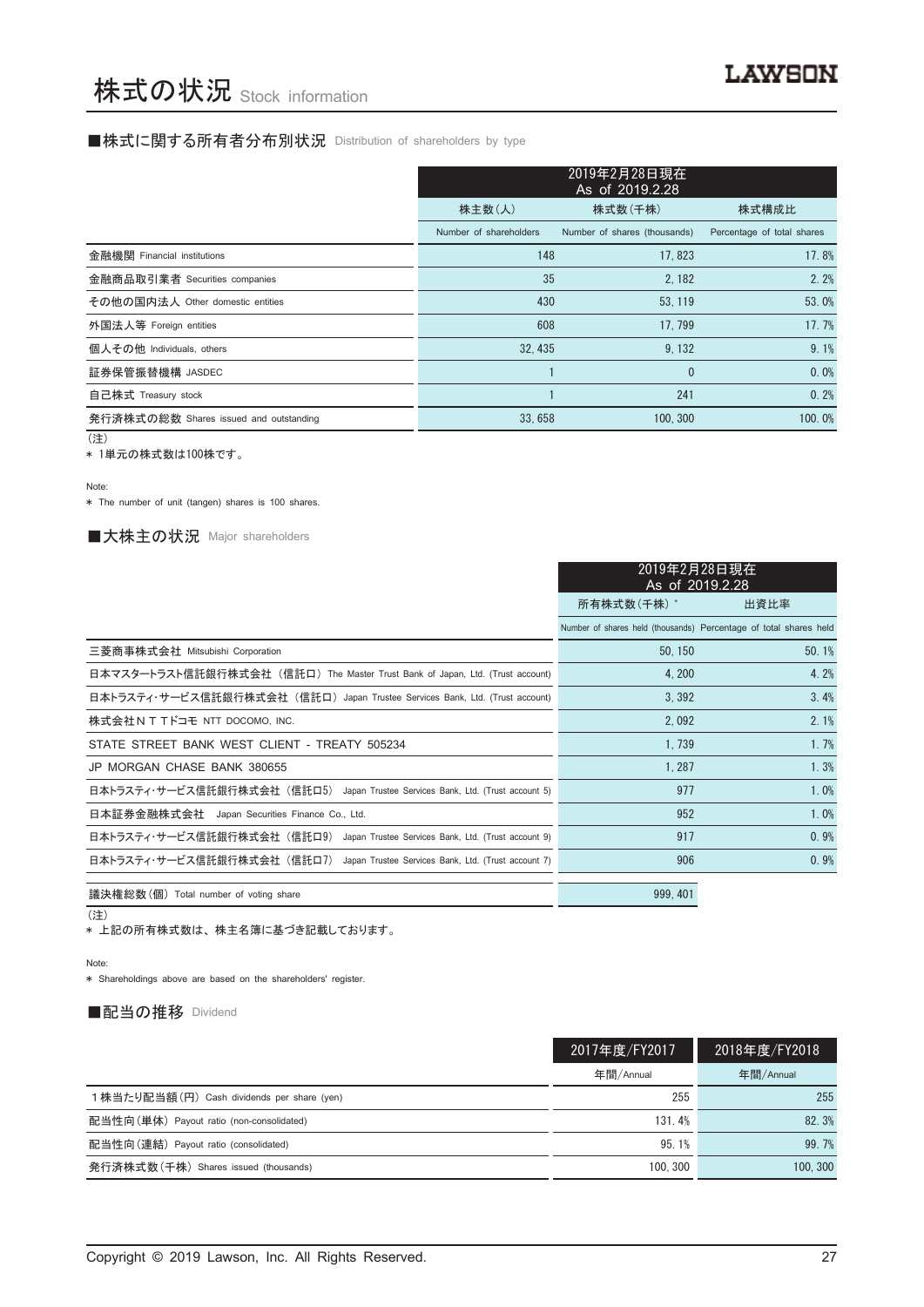# 株式の状況 Stock information

## ■株式に関する所有者分布別状況 Distribution of shareholders by type

| | 2019年2月28日現在 As of 2019.2.28 | | |
|---|---|---|---|
| | 株主数(人) Number of shareholders | 株式数(千株) Number of shares (thousands) | 株式構成比 Percentage of total shares |
| 金融機関 Financial institutions | 148 | 17, 823 | 17. 8% |
| 金融商品取引業者 Securities companies | 35 | 2, 182 | 2. 2% |
| その他の国内法人 Other domestic entities | 430 | 53, 119 | 53. 0% |
| 外国法人等 Foreign entities | 608 | 17, 799 | 17. 7% |
| 個人その他 Individuals, others | 32, 435 | 9, 132 | 9. 1% |
| 証券保管振替機構 JASDEC | 1 | 0 | 0. 0% |
| 自己株式 Treasury stock | 1 | 241 | 0. 2% |
| 発行済株式の総数 Shares issued and outstanding | 33, 658 | 100, 300 | 100. 0% |

(注)
* 1単元の株式数は100株です。

Note:
* The number of unit (tangen) shares is 100 shares.

## ■大株主の状況 Major shareholders

| | 2019年2月28日現在 As of 2019.2.28 | |
|---|---|---|
| | 所有株式数(千株)* Number of shares held (thousands) | 出資比率 Percentage of total shares held |
| 三菱商事株式会社 Mitsubishi Corporation | 50, 150 | 50. 1% |
| 日本マスタートラスト信託銀行株式会社（信託口） The Master Trust Bank of Japan, Ltd. (Trust account) | 4, 200 | 4. 2% |
| 日本トラスティ･サービス信託銀行株式会社（信託口） Japan Trustee Services Bank, Ltd. (Trust account) | 3, 392 | 3. 4% |
| 株式会社ＮＴＴドコモ NTT DOCOMO, INC. | 2, 092 | 2. 1% |
| STATE STREET BANK WEST CLIENT - TREATY 505234 | 1, 739 | 1. 7% |
| JP MORGAN CHASE BANK 380655 | 1, 287 | 1. 3% |
| 日本トラスティ･サービス信託銀行株式会社（信託口5） Japan Trustee Services Bank, Ltd. (Trust account 5) | 977 | 1. 0% |
| 日本証券金融株式会社 Japan Securities Finance Co., Ltd. | 952 | 1. 0% |
| 日本トラスティ･サービス信託銀行株式会社（信託口9） Japan Trustee Services Bank, Ltd. (Trust account 9) | 917 | 0. 9% |
| 日本トラスティ･サービス信託銀行株式会社（信託口7） Japan Trustee Services Bank, Ltd. (Trust account 7) | 906 | 0. 9% |
| 議決権総数(個) Total number of voting share | 999, 401 | |

(注)
* 上記の所有株式数は、株主名簿に基づき記載しております。

Note:
* Shareholdings above are based on the shareholders' register.

## ■配当の推移 Dividend

| | 2017年度/FY2017 | 2018年度/FY2018 |
|---|---|---|
| | 年間/Annual | 年間/Annual |
| 1株当たり配当額(円) Cash dividends per share (yen) | 255 | 255 |
| 配当性向(単体) Payout ratio (non-consolidated) | 131. 4% | 82. 3% |
| 配当性向(連結) Payout ratio (consolidated) | 95. 1% | 99. 7% |
| 発行済株式数(千株) Shares issued (thousands) | 100, 300 | 100, 300 |

Copyright © 2019 Lawson, Inc. All Rights Reserved.